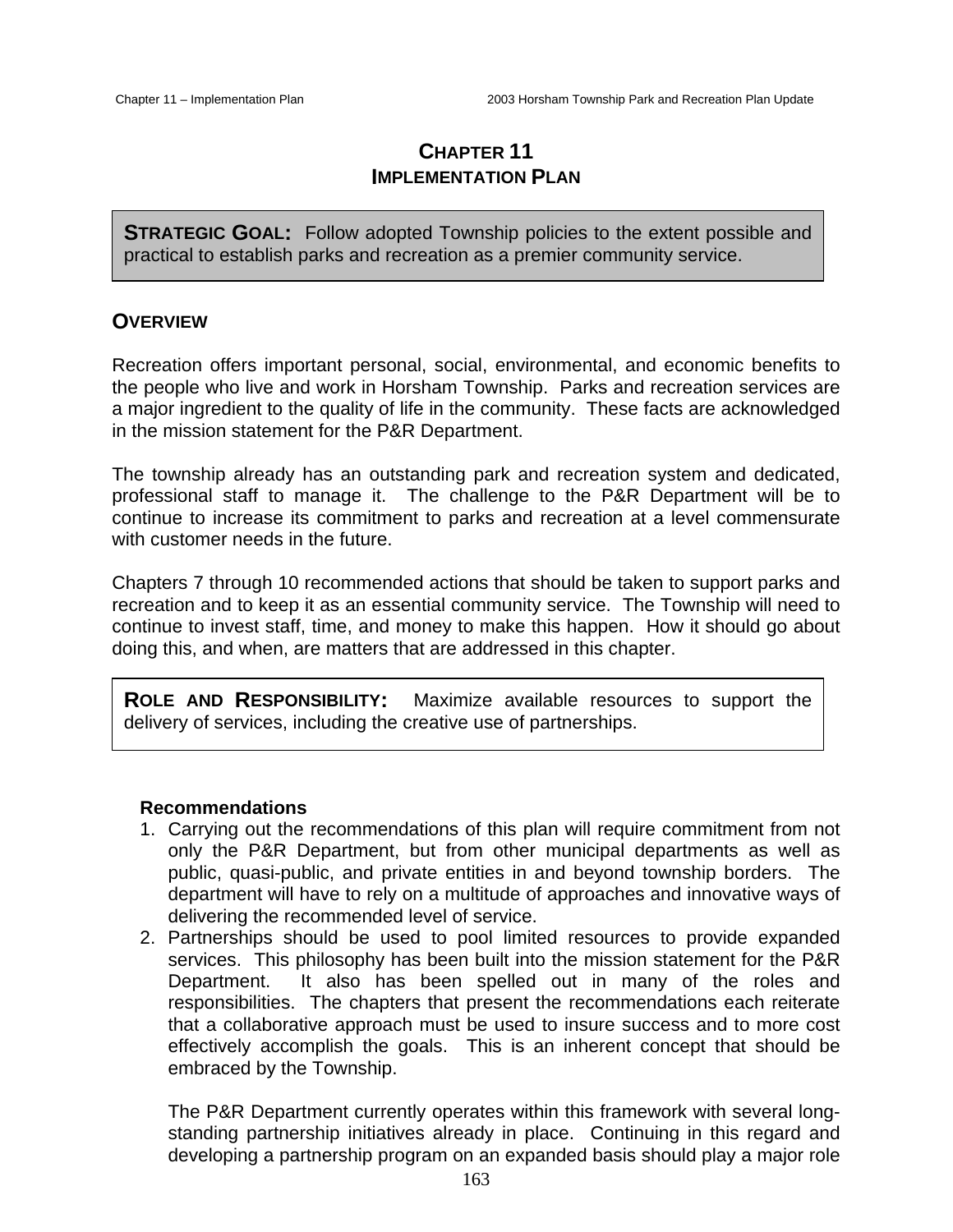# CHAPTER 11
# IMPLEMENTATION PLAN

**STRATEGIC GOAL:** Follow adopted Township policies to the extent possible and practical to establish parks and recreation as a premier community service.

## OVERVIEW

Recreation offers important personal, social, environmental, and economic benefits to the people who live and work in Horsham Township. Parks and recreation services are a major ingredient to the quality of life in the community. These facts are acknowledged in the mission statement for the P&R Department.

The township already has an outstanding park and recreation system and dedicated, professional staff to manage it. The challenge to the P&R Department will be to continue to increase its commitment to parks and recreation at a level commensurate with customer needs in the future.

Chapters 7 through 10 recommended actions that should be taken to support parks and recreation and to keep it as an essential community service. The Township will need to continue to invest staff, time, and money to make this happen. How it should go about doing this, and when, are matters that are addressed in this chapter.

**ROLE AND RESPONSIBILITY:** Maximize available resources to support the delivery of services, including the creative use of partnerships.

### Recommendations

1. Carrying out the recommendations of this plan will require commitment from not only the P&R Department, but from other municipal departments as well as public, quasi-public, and private entities in and beyond township borders. The department will have to rely on a multitude of approaches and innovative ways of delivering the recommended level of service.
2. Partnerships should be used to pool limited resources to provide expanded services. This philosophy has been built into the mission statement for the P&R Department. It also has been spelled out in many of the roles and responsibilities. The chapters that present the recommendations each reiterate that a collaborative approach must be used to insure success and to more cost effectively accomplish the goals. This is an inherent concept that should be embraced by the Township.

   The P&R Department currently operates within this framework with several long-standing partnership initiatives already in place. Continuing in this regard and developing a partnership program on an expanded basis should play a major role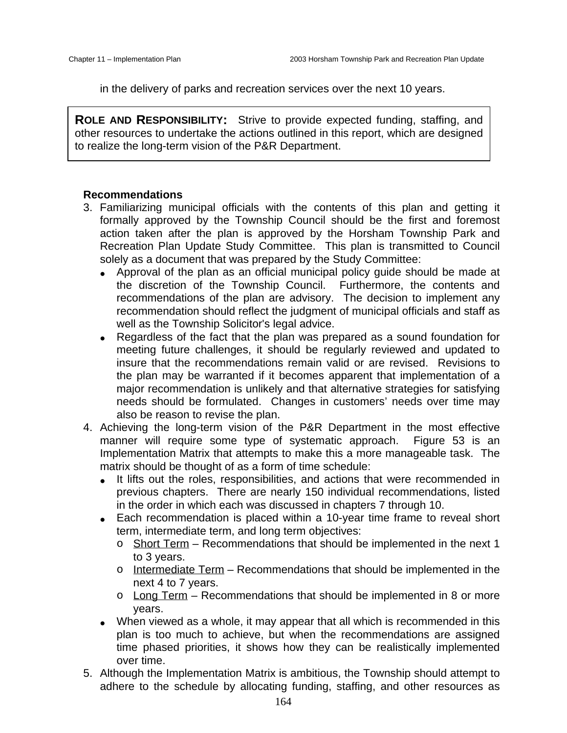in the delivery of parks and recreation services over the next 10 years.

> **ROLE AND RESPONSIBILITY:** Strive to provide expected funding, staffing, and other resources to undertake the actions outlined in this report, which are designed to realize the long-term vision of the P&R Department.

**Recommendations**

3. Familiarizing municipal officials with the contents of this plan and getting it formally approved by the Township Council should be the first and foremost action taken after the plan is approved by the Horsham Township Park and Recreation Plan Update Study Committee. This plan is transmitted to Council solely as a document that was prepared by the Study Committee:
   - Approval of the plan as an official municipal policy guide should be made at the discretion of the Township Council. Furthermore, the contents and recommendations of the plan are advisory. The decision to implement any recommendation should reflect the judgment of municipal officials and staff as well as the Township Solicitor's legal advice.
   - Regardless of the fact that the plan was prepared as a sound foundation for meeting future challenges, it should be regularly reviewed and updated to insure that the recommendations remain valid or are revised. Revisions to the plan may be warranted if it becomes apparent that implementation of a major recommendation is unlikely and that alternative strategies for satisfying needs should be formulated. Changes in customers' needs over time may also be reason to revise the plan.
4. Achieving the long-term vision of the P&R Department in the most effective manner will require some type of systematic approach. Figure 53 is an Implementation Matrix that attempts to make this a more manageable task. The matrix should be thought of as a form of time schedule:
   - It lifts out the roles, responsibilities, and actions that were recommended in previous chapters. There are nearly 150 individual recommendations, listed in the order in which each was discussed in chapters 7 through 10.
   - Each recommendation is placed within a 10-year time frame to reveal short term, intermediate term, and long term objectives:
     - Short Term – Recommendations that should be implemented in the next 1 to 3 years.
     - Intermediate Term – Recommendations that should be implemented in the next 4 to 7 years.
     - Long Term – Recommendations that should be implemented in 8 or more years.
   - When viewed as a whole, it may appear that all which is recommended in this plan is too much to achieve, but when the recommendations are assigned time phased priorities, it shows how they can be realistically implemented over time.
5. Although the Implementation Matrix is ambitious, the Township should attempt to adhere to the schedule by allocating funding, staffing, and other resources as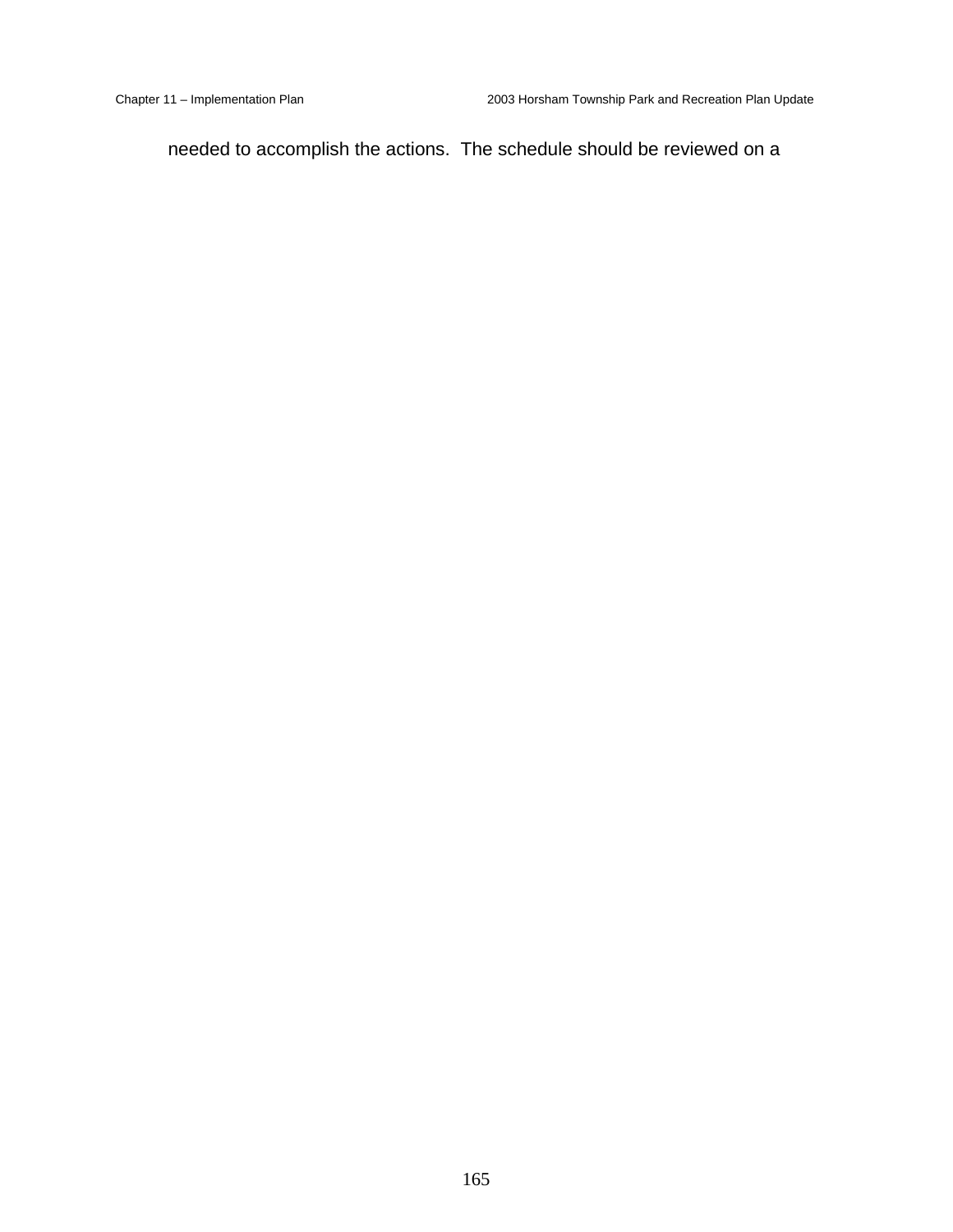needed to accomplish the actions.  The schedule should be reviewed on a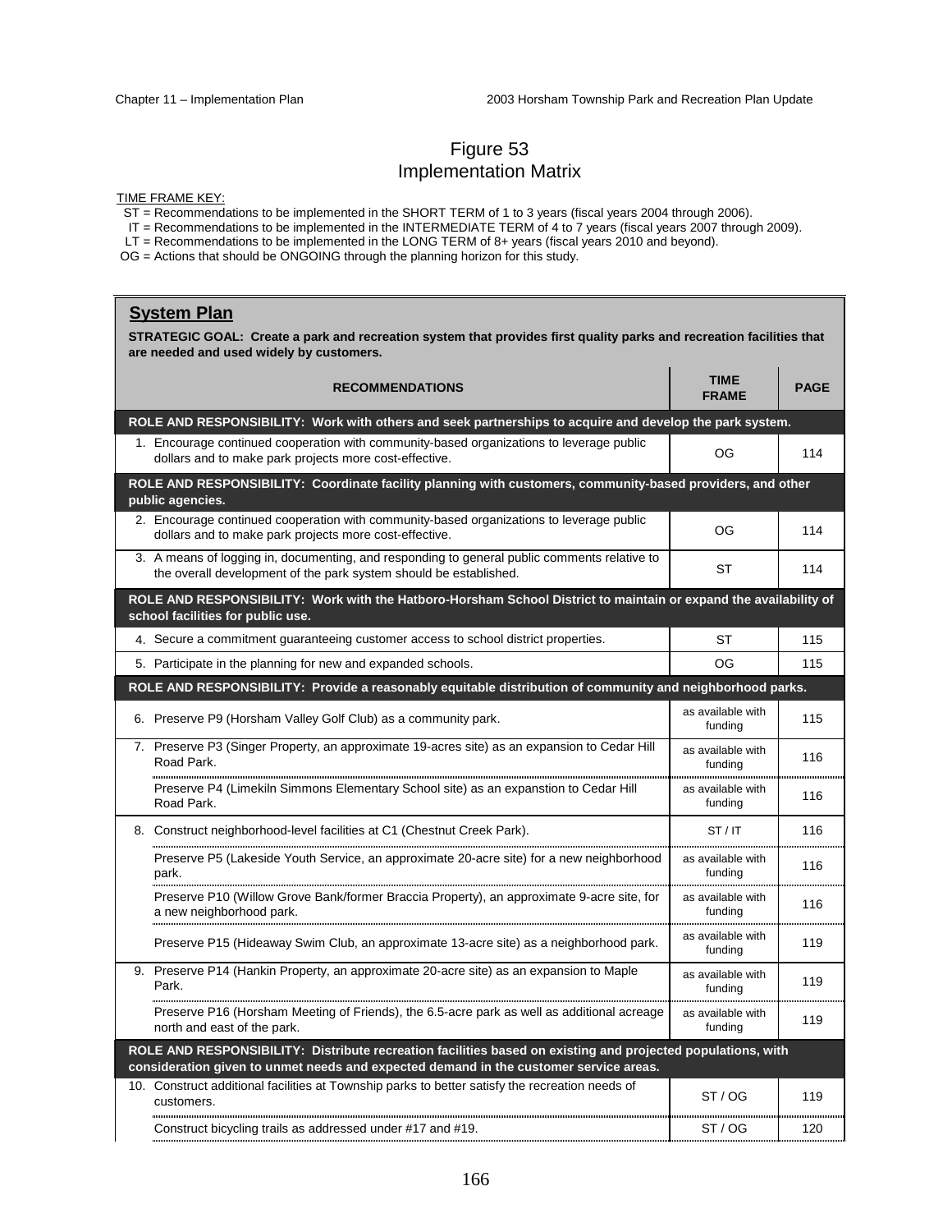# Figure 53
## Implementation Matrix

TIME FRAME KEY:

ST = Recommendations to be implemented in the SHORT TERM of 1 to 3 years (fiscal years 2004 through 2006).
IT = Recommendations to be implemented in the INTERMEDIATE TERM of 4 to 7 years (fiscal years 2007 through 2009).
LT = Recommendations to be implemented in the LONG TERM of 8+ years (fiscal years 2010 and beyond).
OG = Actions that should be ONGOING through the planning horizon for this study.

## System Plan

**STRATEGIC GOAL: Create a park and recreation system that provides first quality parks and recreation facilities that are needed and used widely by customers.**

| RECOMMENDATIONS | TIME FRAME | PAGE |
|---|---|---|
| **ROLE AND RESPONSIBILITY: Work with others and seek partnerships to acquire and develop the park system.** | | |
| 1. Encourage continued cooperation with community-based organizations to leverage public dollars and to make park projects more cost-effective. | OG | 114 |
| **ROLE AND RESPONSIBILITY: Coordinate facility planning with customers, community-based providers, and other public agencies.** | | |
| 2. Encourage continued cooperation with community-based organizations to leverage public dollars and to make park projects more cost-effective. | OG | 114 |
| 3. A means of logging in, documenting, and responding to general public comments relative to the overall development of the park system should be established. | ST | 114 |
| **ROLE AND RESPONSIBILITY: Work with the Hatboro-Horsham School District to maintain or expand the availability of school facilities for public use.** | | |
| 4. Secure a commitment guaranteeing customer access to school district properties. | ST | 115 |
| 5. Participate in the planning for new and expanded schools. | OG | 115 |
| **ROLE AND RESPONSIBILITY: Provide a reasonably equitable distribution of community and neighborhood parks.** | | |
| 6. Preserve P9 (Horsham Valley Golf Club) as a community park. | as available with funding | 115 |
| 7. Preserve P3 (Singer Property, an approximate 19-acres site) as an expansion to Cedar Hill Road Park. | as available with funding | 116 |
| Preserve P4 (Limekiln Simmons Elementary School site) as an expanstion to Cedar Hill Road Park. | as available with funding | 116 |
| 8. Construct neighborhood-level facilities at C1 (Chestnut Creek Park). | ST / IT | 116 |
| Preserve P5 (Lakeside Youth Service, an approximate 20-acre site) for a new neighborhood park. | as available with funding | 116 |
| Preserve P10 (Willow Grove Bank/former Braccia Property), an approximate 9-acre site, for a new neighborhood park. | as available with funding | 116 |
| Preserve P15 (Hideaway Swim Club, an approximate 13-acre site) as a neighborhood park. | as available with funding | 119 |
| 9. Preserve P14 (Hankin Property, an approximate 20-acre site) as an expansion to Maple Park. | as available with funding | 119 |
| Preserve P16 (Horsham Meeting of Friends), the 6.5-acre park as well as additional acreage north and east of the park. | as available with funding | 119 |
| **ROLE AND RESPONSIBILITY: Distribute recreation facilities based on existing and projected populations, with consideration given to unmet needs and expected demand in the customer service areas.** | | |
| 10. Construct additional facilities at Township parks to better satisfy the recreation needs of customers. | ST / OG | 119 |
| Construct bicycling trails as addressed under #17 and #19. | ST / OG | 120 |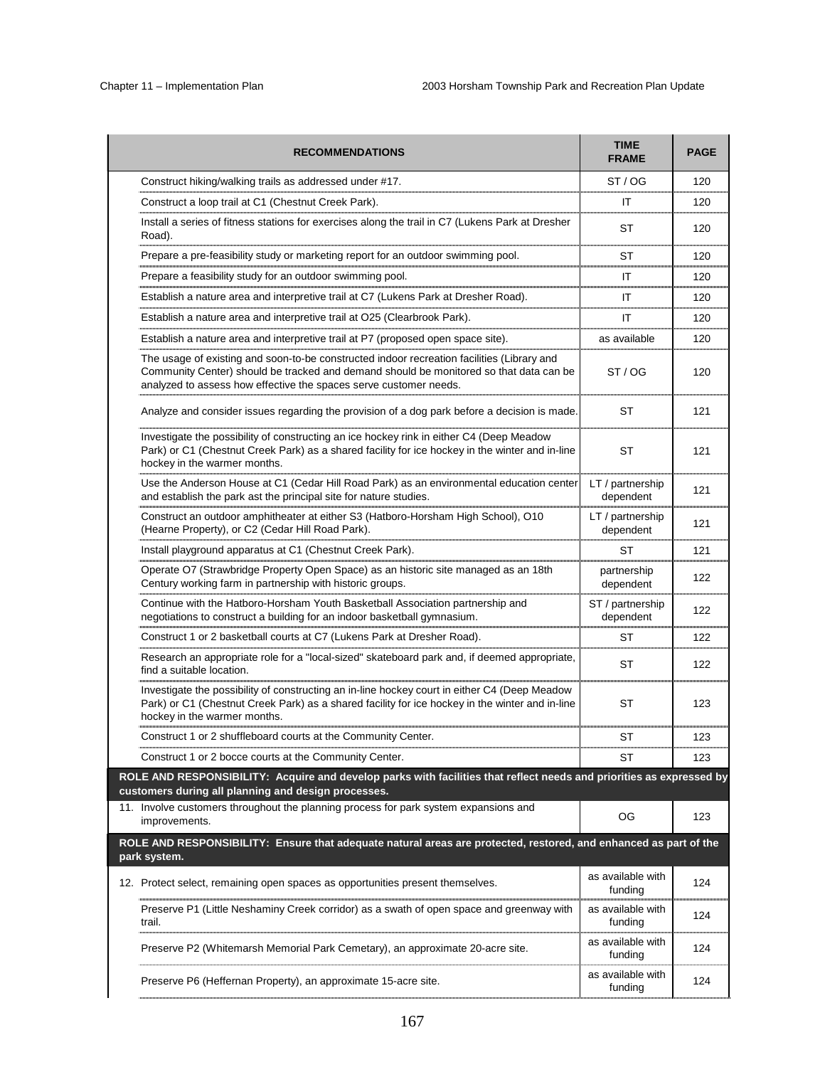| RECOMMENDATIONS | TIME FRAME | PAGE |
|---|---|---|
| Construct hiking/walking trails as addressed under #17. | ST / OG | 120 |
| Construct a loop trail at C1 (Chestnut Creek Park). | IT | 120 |
| Install a series of fitness stations for exercises along the trail in C7 (Lukens Park at Dresher Road). | ST | 120 |
| Prepare a pre-feasibility study or marketing report for an outdoor swimming pool. | ST | 120 |
| Prepare a feasibility study for an outdoor swimming pool. | IT | 120 |
| Establish a nature area and interpretive trail at C7 (Lukens Park at Dresher Road). | IT | 120 |
| Establish a nature area and interpretive trail at O25 (Clearbrook Park). | IT | 120 |
| Establish a nature area and interpretive trail at P7 (proposed open space site). | as available | 120 |
| The usage of existing and soon-to-be constructed indoor recreation facilities (Library and Community Center) should be tracked and demand should be monitored so that data can be analyzed to assess how effective the spaces serve customer needs. | ST / OG | 120 |
| Analyze and consider issues regarding the provision of a dog park before a decision is made. | ST | 121 |
| Investigate the possibility of constructing an ice hockey rink in either C4 (Deep Meadow Park) or C1 (Chestnut Creek Park) as a shared facility for ice hockey in the winter and in-line hockey in the warmer months. | ST | 121 |
| Use the Anderson House at C1 (Cedar Hill Road Park) as an environmental education center and establish the park ast the principal site for nature studies. | LT / partnership dependent | 121 |
| Construct an outdoor amphitheater at either S3 (Hatboro-Horsham High School), O10 (Hearne Property), or C2 (Cedar Hill Road Park). | LT / partnership dependent | 121 |
| Install playground apparatus at C1 (Chestnut Creek Park). | ST | 121 |
| Operate O7 (Strawbridge Property Open Space) as an historic site managed as an 18th Century working farm in partnership with historic groups. | partnership dependent | 122 |
| Continue with the Hatboro-Horsham Youth Basketball Association partnership and negotiations to construct a building for an indoor basketball gymnasium. | ST / partnership dependent | 122 |
| Construct 1 or 2 basketball courts at C7 (Lukens Park at Dresher Road). | ST | 122 |
| Research an appropriate role for a "local-sized" skateboard park and, if deemed appropriate, find a suitable location. | ST | 122 |
| Investigate the possibility of constructing an in-line hockey court in either C4 (Deep Meadow Park) or C1 (Chestnut Creek Park) as a shared facility for ice hockey in the winter and in-line hockey in the warmer months. | ST | 123 |
| Construct 1 or 2 shuffleboard courts at the Community Center. | ST | 123 |
| Construct 1 or 2 bocce courts at the Community Center. | ST | 123 |
| **ROLE AND RESPONSIBILITY: Acquire and develop parks with facilities that reflect needs and priorities as expressed by customers during all planning and design processes.** | | |
| 11. Involve customers throughout the planning process for park system expansions and improvements. | OG | 123 |
| **ROLE AND RESPONSIBILITY: Ensure that adequate natural areas are protected, restored, and enhanced as part of the park system.** | | |
| 12. Protect select, remaining open spaces as opportunities present themselves. | as available with funding | 124 |
| Preserve P1 (Little Neshaminy Creek corridor) as a swath of open space and greenway with trail. | as available with funding | 124 |
| Preserve P2 (Whitemarsh Memorial Park Cemetary), an approximate 20-acre site. | as available with funding | 124 |
| Preserve P6 (Heffernan Property), an approximate 15-acre site. | as available with funding | 124 |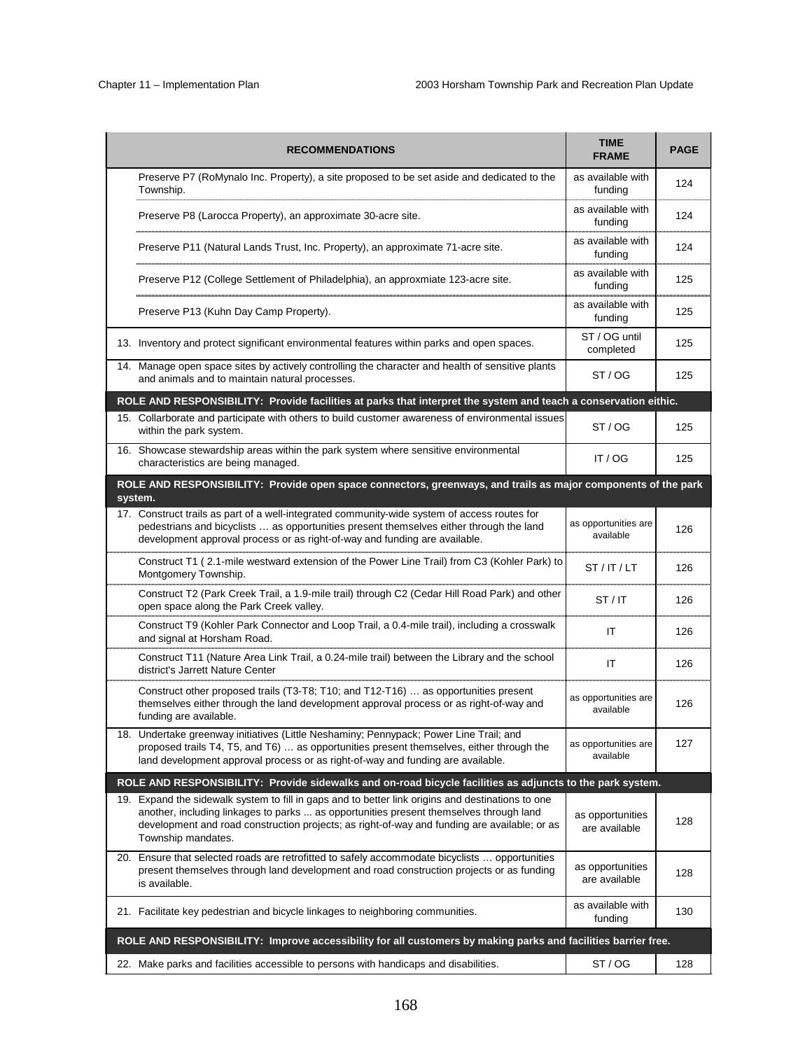| RECOMMENDATIONS | TIME FRAME | PAGE |
|---|---|---|
| Preserve P7 (RoMynalo Inc. Property), a site proposed to be set aside and dedicated to the Township. | as available with funding | 124 |
| Preserve P8 (Larocca Property), an approximate 30-acre site. | as available with funding | 124 |
| Preserve P11 (Natural Lands Trust, Inc. Property), an approximate 71-acre site. | as available with funding | 124 |
| Preserve P12 (College Settlement of Philadelphia), an approxmiate 123-acre site. | as available with funding | 125 |
| Preserve P13 (Kuhn Day Camp Property). | as available with funding | 125 |
| 13. Inventory and protect significant environmental features within parks and open spaces. | ST / OG until completed | 125 |
| 14. Manage open space sites by actively controlling the character and health of sensitive plants and animals and to maintain natural processes. | ST / OG | 125 |
| **ROLE AND RESPONSIBILITY: Provide facilities at parks that interpret the system and teach a conservation eithic.** | | |
| 15. Collarborate and participate with others to build customer awareness of environmental issues within the park system. | ST / OG | 125 |
| 16. Showcase stewardship areas within the park system where sensitive environmental characteristics are being managed. | IT / OG | 125 |
| **ROLE AND RESPONSIBILITY: Provide open space connectors, greenways, and trails as major components of the park system.** | | |
| 17. Construct trails as part of a well-integrated community-wide system of access routes for pedestrians and bicyclists … as opportunities present themselves either through the land development approval process or as right-of-way and funding are available. | as opportunities are available | 126 |
| Construct T1 ( 2.1-mile westward extension of the Power Line Trail) from C3 (Kohler Park) to Montgomery Township. | ST / IT / LT | 126 |
| Construct T2 (Park Creek Trail, a 1.9-mile trail) through C2 (Cedar Hill Road Park) and other open space along the Park Creek valley. | ST / IT | 126 |
| Construct T9 (Kohler Park Connector and Loop Trail, a 0.4-mile trail), including a crosswalk and signal at Horsham Road. | IT | 126 |
| Construct T11 (Nature Area Link Trail, a 0.24-mile trail) between the Library and the school district's Jarrett Nature Center | IT | 126 |
| Construct other proposed trails (T3-T8; T10; and T12-T16) … as opportunities present themselves either through the land development approval process or as right-of-way and funding are available. | as opportunities are available | 126 |
| 18. Undertake greenway initiatives (Little Neshaminy; Pennypack; Power Line Trail; and proposed trails T4, T5, and T6) … as opportunities present themselves, either through the land development approval process or as right-of-way and funding are available. | as opportunities are available | 127 |
| **ROLE AND RESPONSIBILITY: Provide sidewalks and on-road bicycle facilities as adjuncts to the park system.** | | |
| 19. Expand the sidewalk system to fill in gaps and to better link origins and destinations to one another, including linkages to parks ... as opportunities present themselves through land development and road construction projects; as right-of-way and funding are available; or as Township mandates. | as opportunities are available | 128 |
| 20. Ensure that selected roads are retrofitted to safely accommodate bicyclists … opportunities present themselves through land development and road construction projects or as funding is available. | as opportunities are available | 128 |
| 21. Facilitate key pedestrian and bicycle linkages to neighboring communities. | as available with funding | 130 |
| **ROLE AND RESPONSIBILITY: Improve accessibility for all customers by making parks and facilities barrier free.** | | |
| 22. Make parks and facilities accessible to persons with handicaps and disabilities. | ST / OG | 128 |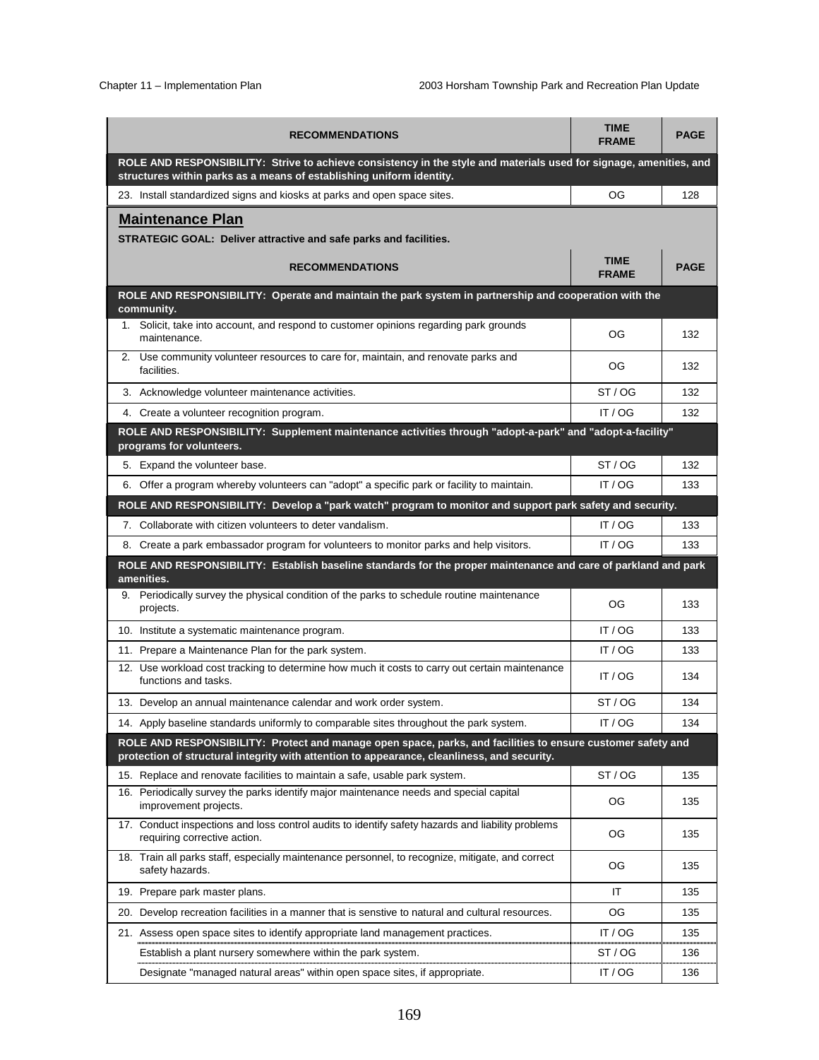| RECOMMENDATIONS | TIME FRAME | PAGE |
|---|---|---|
| **ROLE AND RESPONSIBILITY: Strive to achieve consistency in the style and materials used for signage, amenities, and structures within parks as a means of establishing uniform identity.** | | |
| 23. Install standardized signs and kiosks at parks and open space sites. | OG | 128 |

## Maintenance Plan

**STRATEGIC GOAL: Deliver attractive and safe parks and facilities.**

| RECOMMENDATIONS | TIME FRAME | PAGE |
|---|---|---|
| **ROLE AND RESPONSIBILITY: Operate and maintain the park system in partnership and cooperation with the community.** | | |
| 1. Solicit, take into account, and respond to customer opinions regarding park grounds maintenance. | OG | 132 |
| 2. Use community volunteer resources to care for, maintain, and renovate parks and facilities. | OG | 132 |
| 3. Acknowledge volunteer maintenance activities. | ST / OG | 132 |
| 4. Create a volunteer recognition program. | IT / OG | 132 |
| **ROLE AND RESPONSIBILITY: Supplement maintenance activities through "adopt-a-park" and "adopt-a-facility" programs for volunteers.** | | |
| 5. Expand the volunteer base. | ST / OG | 132 |
| 6. Offer a program whereby volunteers can "adopt" a specific park or facility to maintain. | IT / OG | 133 |
| **ROLE AND RESPONSIBILITY: Develop a "park watch" program to monitor and support park safety and security.** | | |
| 7. Collaborate with citizen volunteers to deter vandalism. | IT / OG | 133 |
| 8. Create a park embassador program for volunteers to monitor parks and help visitors. | IT / OG | 133 |
| **ROLE AND RESPONSIBILITY: Establish baseline standards for the proper maintenance and care of parkland and park amenities.** | | |
| 9. Periodically survey the physical condition of the parks to schedule routine maintenance projects. | OG | 133 |
| 10. Institute a systematic maintenance program. | IT / OG | 133 |
| 11. Prepare a Maintenance Plan for the park system. | IT / OG | 133 |
| 12. Use workload cost tracking to determine how much it costs to carry out certain maintenance functions and tasks. | IT / OG | 134 |
| 13. Develop an annual maintenance calendar and work order system. | ST / OG | 134 |
| 14. Apply baseline standards uniformly to comparable sites throughout the park system. | IT / OG | 134 |
| **ROLE AND RESPONSIBILITY: Protect and manage open space, parks, and facilities to ensure customer safety and protection of structural integrity with attention to appearance, cleanliness, and security.** | | |
| 15. Replace and renovate facilities to maintain a safe, usable park system. | ST / OG | 135 |
| 16. Periodically survey the parks identify major maintenance needs and special capital improvement projects. | OG | 135 |
| 17. Conduct inspections and loss control audits to identify safety hazards and liability problems requiring corrective action. | OG | 135 |
| 18. Train all parks staff, especially maintenance personnel, to recognize, mitigate, and correct safety hazards. | OG | 135 |
| 19. Prepare park master plans. | IT | 135 |
| 20. Develop recreation facilities in a manner that is senstive to natural and cultural resources. | OG | 135 |
| 21. Assess open space sites to identify appropriate land management practices. | IT / OG | 135 |
| Establish a plant nursery somewhere within the park system. | ST / OG | 136 |
| Designate "managed natural areas" within open space sites, if appropriate. | IT / OG | 136 |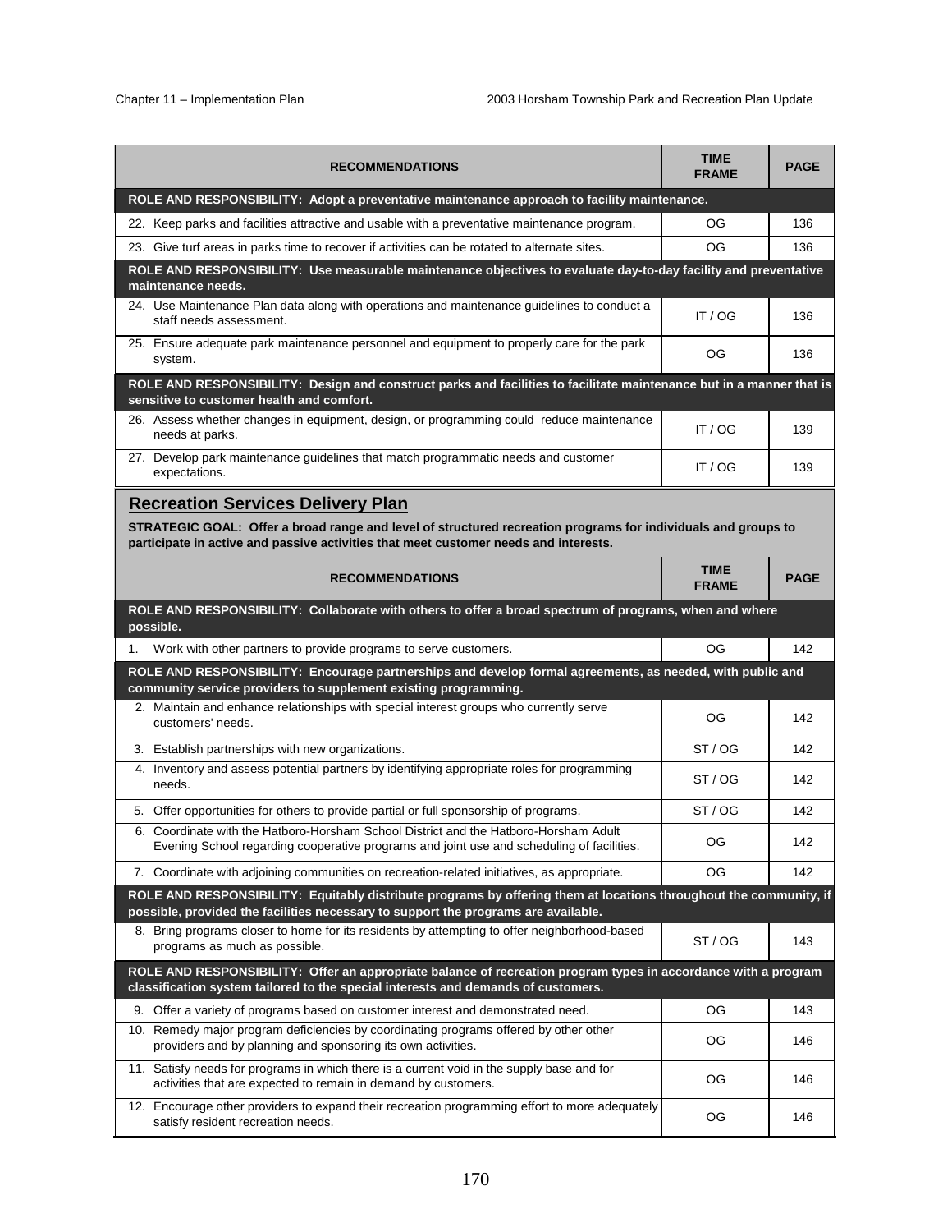| RECOMMENDATIONS | TIME FRAME | PAGE |
|---|---|---|
| **ROLE AND RESPONSIBILITY: Adopt a preventative maintenance approach to facility maintenance.** | | |
| 22. Keep parks and facilities attractive and usable with a preventative maintenance program. | OG | 136 |
| 23. Give turf areas in parks time to recover if activities can be rotated to alternate sites. | OG | 136 |
| **ROLE AND RESPONSIBILITY: Use measurable maintenance objectives to evaluate day-to-day facility and preventative maintenance needs.** | | |
| 24. Use Maintenance Plan data along with operations and maintenance guidelines to conduct a staff needs assessment. | IT / OG | 136 |
| 25. Ensure adequate park maintenance personnel and equipment to properly care for the park system. | OG | 136 |
| **ROLE AND RESPONSIBILITY: Design and construct parks and facilities to facilitate maintenance but in a manner that is sensitive to customer health and comfort.** | | |
| 26. Assess whether changes in equipment, design, or programming could reduce maintenance needs at parks. | IT / OG | 139 |
| 27. Develop park maintenance guidelines that match programmatic needs and customer expectations. | IT / OG | 139 |

## Recreation Services Delivery Plan

**STRATEGIC GOAL: Offer a broad range and level of structured recreation programs for individuals and groups to participate in active and passive activities that meet customer needs and interests.**

| RECOMMENDATIONS | TIME FRAME | PAGE |
|---|---|---|
| **ROLE AND RESPONSIBILITY: Collaborate with others to offer a broad spectrum of programs, when and where possible.** | | |
| 1. Work with other partners to provide programs to serve customers. | OG | 142 |
| **ROLE AND RESPONSIBILITY: Encourage partnerships and develop formal agreements, as needed, with public and community service providers to supplement existing programming.** | | |
| 2. Maintain and enhance relationships with special interest groups who currently serve customers' needs. | OG | 142 |
| 3. Establish partnerships with new organizations. | ST / OG | 142 |
| 4. Inventory and assess potential partners by identifying appropriate roles for programming needs. | ST / OG | 142 |
| 5. Offer opportunities for others to provide partial or full sponsorship of programs. | ST / OG | 142 |
| 6. Coordinate with the Hatboro-Horsham School District and the Hatboro-Horsham Adult Evening School regarding cooperative programs and joint use and scheduling of facilities. | OG | 142 |
| 7. Coordinate with adjoining communities on recreation-related initiatives, as appropriate. | OG | 142 |
| **ROLE AND RESPONSIBILITY: Equitably distribute programs by offering them at locations throughout the community, if possible, provided the facilities necessary to support the programs are available.** | | |
| 8. Bring programs closer to home for its residents by attempting to offer neighborhood-based programs as much as possible. | ST / OG | 143 |
| **ROLE AND RESPONSIBILITY: Offer an appropriate balance of recreation program types in accordance with a program classification system tailored to the special interests and demands of customers.** | | |
| 9. Offer a variety of programs based on customer interest and demonstrated need. | OG | 143 |
| 10. Remedy major program deficiencies by coordinating programs offered by other other providers and by planning and sponsoring its own activities. | OG | 146 |
| 11. Satisfy needs for programs in which there is a current void in the supply base and for activities that are expected to remain in demand by customers. | OG | 146 |
| 12. Encourage other providers to expand their recreation programming effort to more adequately satisfy resident recreation needs. | OG | 146 |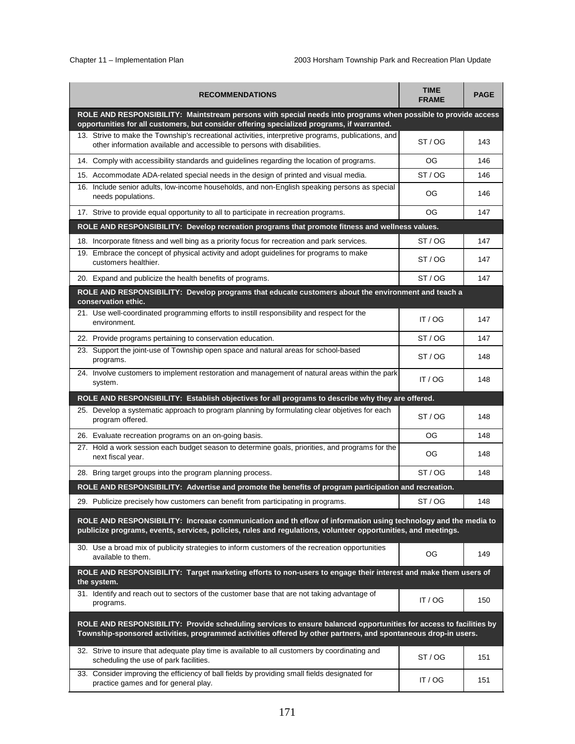| RECOMMENDATIONS | TIME FRAME | PAGE |
|---|---|---|
| **ROLE AND RESPONSIBILITY: Maintstream persons with special needs into programs when possible to provide access opportunities for all customers, but consider offering specialized programs, if warranted.** | | |
| 13. Strive to make the Township's recreational activities, interpretive programs, publications, and other information available and accessible to persons with disabilities. | ST / OG | 143 |
| 14. Comply with accessibility standards and guidelines regarding the location of programs. | OG | 146 |
| 15. Accommodate ADA-related special needs in the design of printed and visual media. | ST / OG | 146 |
| 16. Include senior adults, low-income households, and non-English speaking persons as special needs populations. | OG | 146 |
| 17. Strive to provide equal opportunity to all to participate in recreation programs. | OG | 147 |
| **ROLE AND RESPONSIBILITY: Develop recreation programs that promote fitness and wellness values.** | | |
| 18. Incorporate fitness and well bing as a priority focus for recreation and park services. | ST / OG | 147 |
| 19. Embrace the concept of physical activity and adopt guidelines for programs to make customers healthier. | ST / OG | 147 |
| 20. Expand and publicize the health benefits of programs. | ST / OG | 147 |
| **ROLE AND RESPONSIBILITY: Develop programs that educate customers about the environment and teach a conservation ethic.** | | |
| 21. Use well-coordinated programming efforts to instill responsibility and respect for the environment. | IT / OG | 147 |
| 22. Provide programs pertaining to conservation education. | ST / OG | 147 |
| 23. Support the joint-use of Township open space and natural areas for school-based programs. | ST / OG | 148 |
| 24. Involve customers to implement restoration and management of natural areas within the park system. | IT / OG | 148 |
| **ROLE AND RESPONSIBILITY: Establish objectives for all programs to describe why they are offered.** | | |
| 25. Develop a systematic approach to program planning by formulating clear objetives for each program offered. | ST / OG | 148 |
| 26. Evaluate recreation programs on an on-going basis. | OG | 148 |
| 27. Hold a work session each budget season to determine goals, priorities, and programs for the next fiscal year. | OG | 148 |
| 28. Bring target groups into the program planning process. | ST / OG | 148 |
| **ROLE AND RESPONSIBILITY: Advertise and promote the benefits of program participation and recreation.** | | |
| 29. Publicize precisely how customers can benefit from participating in programs. | ST / OG | 148 |
| **ROLE AND RESPONSIBILITY: Increase communication and th eflow of information using technology and the media to publicize programs, events, services, policies, rules and regulations, volunteer opportunities, and meetings.** | | |
| 30. Use a broad mix of publicity strategies to inform customers of the recreation opportunities available to them. | OG | 149 |
| **ROLE AND RESPONSIBILITY: Target marketing efforts to non-users to engage their interest and make them users of the system.** | | |
| 31. Identify and reach out to sectors of the customer base that are not taking advantage of programs. | IT / OG | 150 |
| **ROLE AND RESPONSIBILITY: Provide scheduling services to ensure balanced opportunities for access to facilities by Township-sponsored activities, programmed activities offered by other partners, and spontaneous drop-in users.** | | |
| 32. Strive to insure that adequate play time is available to all customers by coordinating and scheduling the use of park facilities. | ST / OG | 151 |
| 33. Consider improving the efficiency of ball fields by providing small fields designated for practice games and for general play. | IT / OG | 151 |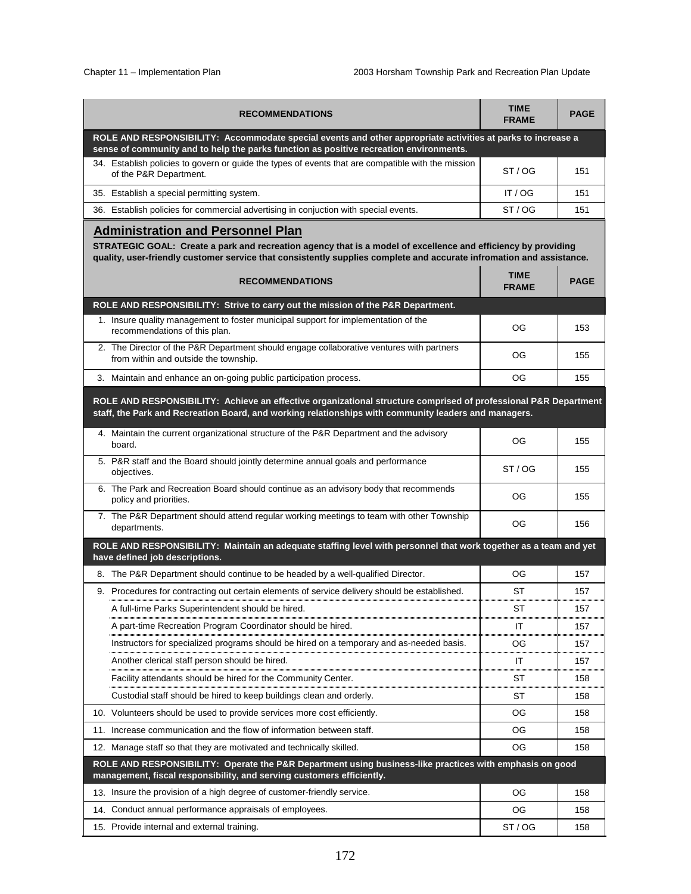| RECOMMENDATIONS | TIME FRAME | PAGE |
|---|---|---|
| **ROLE AND RESPONSIBILITY: Accommodate special events and other appropriate activities at parks to increase a sense of community and to help the parks function as positive recreation environments.** | | |
| 34. Establish policies to govern or guide the types of events that are compatible with the mission of the P&R Department. | ST / OG | 151 |
| 35. Establish a special permitting system. | IT / OG | 151 |
| 36. Establish policies for commercial advertising in conjuction with special events. | ST / OG | 151 |

## Administration and Personnel Plan

**STRATEGIC GOAL: Create a park and recreation agency that is a model of excellence and efficiency by providing quality, user-friendly customer service that consistently supplies complete and accurate infromation and assistance.**

| RECOMMENDATIONS | TIME FRAME | PAGE |
|---|---|---|
| **ROLE AND RESPONSIBILITY: Strive to carry out the mission of the P&R Department.** | | |
| 1. Insure quality management to foster municipal support for implementation of the recommendations of this plan. | OG | 153 |
| 2. The Director of the P&R Department should engage collaborative ventures with partners from within and outside the township. | OG | 155 |
| 3. Maintain and enhance an on-going public participation process. | OG | 155 |
| **ROLE AND RESPONSIBILITY: Achieve an effective organizational structure comprised of professional P&R Department staff, the Park and Recreation Board, and working relationships with community leaders and managers.** | | |
| 4. Maintain the current organizational structure of the P&R Department and the advisory board. | OG | 155 |
| 5. P&R staff and the Board should jointly determine annual goals and performance objectives. | ST / OG | 155 |
| 6. The Park and Recreation Board should continue as an advisory body that recommends policy and priorities. | OG | 155 |
| 7. The P&R Department should attend regular working meetings to team with other Township departments. | OG | 156 |
| **ROLE AND RESPONSIBILITY: Maintain an adequate staffing level with personnel that work together as a team and yet have defined job descriptions.** | | |
| 8. The P&R Department should continue to be headed by a well-qualified Director. | OG | 157 |
| 9. Procedures for contracting out certain elements of service delivery should be established. | ST | 157 |
| A full-time Parks Superintendent should be hired. | ST | 157 |
| A part-time Recreation Program Coordinator should be hired. | IT | 157 |
| Instructors for specialized programs should be hired on a temporary and as-needed basis. | OG | 157 |
| Another clerical staff person should be hired. | IT | 157 |
| Facility attendants should be hired for the Community Center. | ST | 158 |
| Custodial staff should be hired to keep buildings clean and orderly. | ST | 158 |
| 10. Volunteers should be used to provide services more cost efficiently. | OG | 158 |
| 11. Increase communication and the flow of information between staff. | OG | 158 |
| 12. Manage staff so that they are motivated and technically skilled. | OG | 158 |
| **ROLE AND RESPONSIBILITY: Operate the P&R Department using business-like practices with emphasis on good management, fiscal responsibility, and serving customers efficiently.** | | |
| 13. Insure the provision of a high degree of customer-friendly service. | OG | 158 |
| 14. Conduct annual performance appraisals of employees. | OG | 158 |
| 15. Provide internal and external training. | ST / OG | 158 |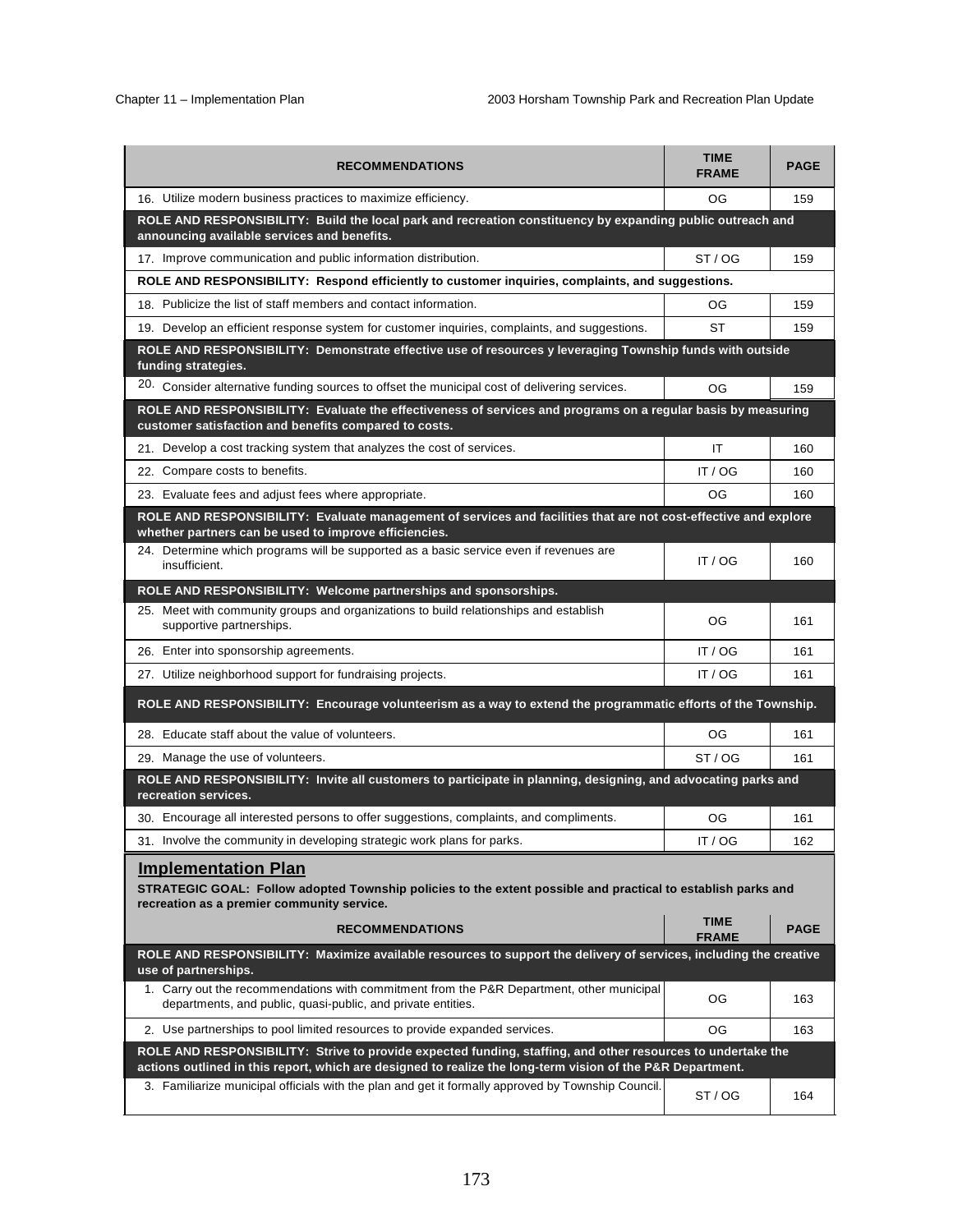| RECOMMENDATIONS | TIME FRAME | PAGE |
|---|---|---|
| 16. Utilize modern business practices to maximize efficiency. | OG | 159 |
| **ROLE AND RESPONSIBILITY: Build the local park and recreation constituency by expanding public outreach and announcing available services and benefits.** | | |
| 17. Improve communication and public information distribution. | ST / OG | 159 |
| **ROLE AND RESPONSIBILITY: Respond efficiently to customer inquiries, complaints, and suggestions.** | | |
| 18. Publicize the list of staff members and contact information. | OG | 159 |
| 19. Develop an efficient response system for customer inquiries, complaints, and suggestions. | ST | 159 |
| **ROLE AND RESPONSIBILITY: Demonstrate effective use of resources y leveraging Township funds with outside funding strategies.** | | |
| 20. Consider alternative funding sources to offset the municipal cost of delivering services. | OG | 159 |
| **ROLE AND RESPONSIBILITY: Evaluate the effectiveness of services and programs on a regular basis by measuring customer satisfaction and benefits compared to costs.** | | |
| 21. Develop a cost tracking system that analyzes the cost of services. | IT | 160 |
| 22. Compare costs to benefits. | IT / OG | 160 |
| 23. Evaluate fees and adjust fees where appropriate. | OG | 160 |
| **ROLE AND RESPONSIBILITY: Evaluate management of services and facilities that are not cost-effective and explore whether partners can be used to improve efficiencies.** | | |
| 24. Determine which programs will be supported as a basic service even if revenues are insufficient. | IT / OG | 160 |
| **ROLE AND RESPONSIBILITY: Welcome partnerships and sponsorships.** | | |
| 25. Meet with community groups and organizations to build relationships and establish supportive partnerships. | OG | 161 |
| 26. Enter into sponsorship agreements. | IT / OG | 161 |
| 27. Utilize neighborhood support for fundraising projects. | IT / OG | 161 |
| **ROLE AND RESPONSIBILITY: Encourage volunteerism as a way to extend the programmatic efforts of the Township.** | | |
| 28. Educate staff about the value of volunteers. | OG | 161 |
| 29. Manage the use of volunteers. | ST / OG | 161 |
| **ROLE AND RESPONSIBILITY: Invite all customers to participate in planning, designing, and advocating parks and recreation services.** | | |
| 30. Encourage all interested persons to offer suggestions, complaints, and compliments. | OG | 161 |
| 31. Involve the community in developing strategic work plans for parks. | IT / OG | 162 |

## Implementation Plan

**STRATEGIC GOAL: Follow adopted Township policies to the extent possible and practical to establish parks and recreation as a premier community service.**

| RECOMMENDATIONS | TIME FRAME | PAGE |
|---|---|---|
| **ROLE AND RESPONSIBILITY: Maximize available resources to support the delivery of services, including the creative use of partnerships.** | | |
| 1. Carry out the recommendations with commitment from the P&R Department, other municipal departments, and public, quasi-public, and private entities. | OG | 163 |
| 2. Use partnerships to pool limited resources to provide expanded services. | OG | 163 |
| **ROLE AND RESPONSIBILITY: Strive to provide expected funding, staffing, and other resources to undertake the actions outlined in this report, which are designed to realize the long-term vision of the P&R Department.** | | |
| 3. Familiarize municipal officials with the plan and get it formally approved by Township Council. | ST / OG | 164 |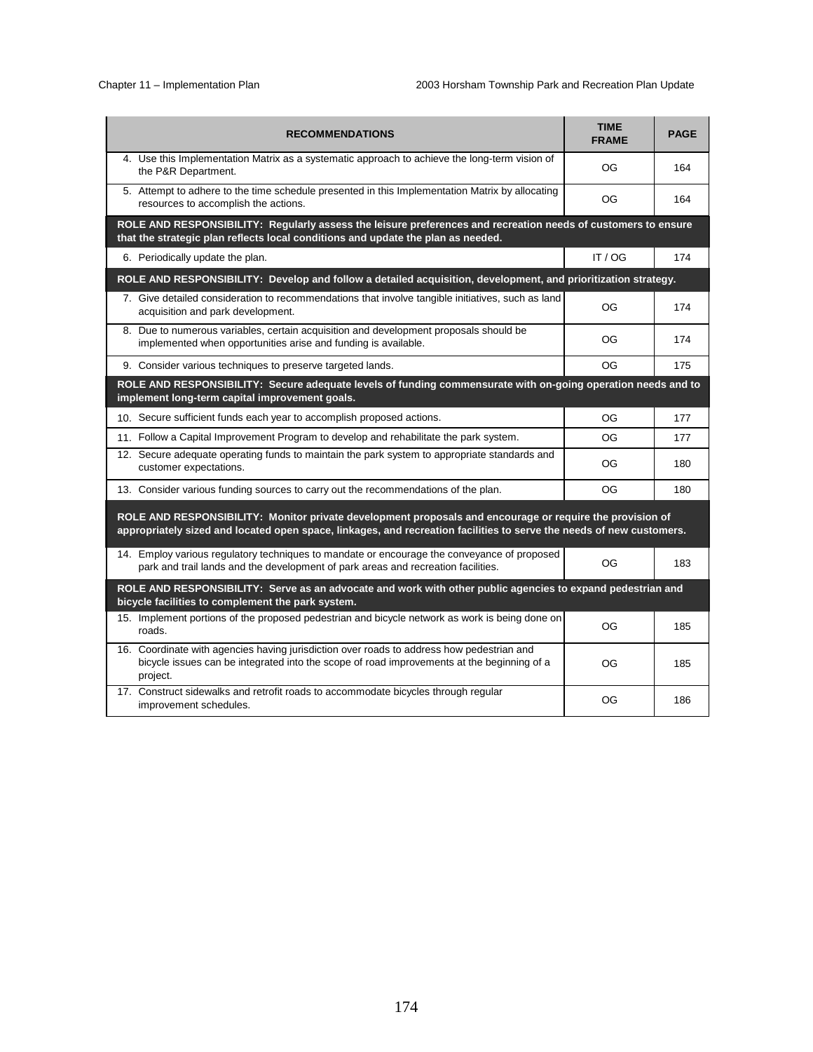| RECOMMENDATIONS | TIME FRAME | PAGE |
|---|---|---|
| 4. Use this Implementation Matrix as a systematic approach to achieve the long-term vision of the P&R Department. | OG | 164 |
| 5. Attempt to adhere to the time schedule presented in this Implementation Matrix by allocating resources to accomplish the actions. | OG | 164 |
| **ROLE AND RESPONSIBILITY: Regularly assess the leisure preferences and recreation needs of customers to ensure that the strategic plan reflects local conditions and update the plan as needed.** | | |
| 6. Periodically update the plan. | IT / OG | 174 |
| **ROLE AND RESPONSIBILITY: Develop and follow a detailed acquisition, development, and prioritization strategy.** | | |
| 7. Give detailed consideration to recommendations that involve tangible initiatives, such as land acquisition and park development. | OG | 174 |
| 8. Due to numerous variables, certain acquisition and development proposals should be implemented when opportunities arise and funding is available. | OG | 174 |
| 9. Consider various techniques to preserve targeted lands. | OG | 175 |
| **ROLE AND RESPONSIBILITY: Secure adequate levels of funding commensurate with on-going operation needs and to implement long-term capital improvement goals.** | | |
| 10. Secure sufficient funds each year to accomplish proposed actions. | OG | 177 |
| 11. Follow a Capital Improvement Program to develop and rehabilitate the park system. | OG | 177 |
| 12. Secure adequate operating funds to maintain the park system to appropriate standards and customer expectations. | OG | 180 |
| 13. Consider various funding sources to carry out the recommendations of the plan. | OG | 180 |
| **ROLE AND RESPONSIBILITY: Monitor private development proposals and encourage or require the provision of appropriately sized and located open space, linkages, and recreation facilities to serve the needs of new customers.** | | |
| 14. Employ various regulatory techniques to mandate or encourage the conveyance of proposed park and trail lands and the development of park areas and recreation facilities. | OG | 183 |
| **ROLE AND RESPONSIBILITY: Serve as an advocate and work with other public agencies to expand pedestrian and bicycle facilities to complement the park system.** | | |
| 15. Implement portions of the proposed pedestrian and bicycle network as work is being done on roads. | OG | 185 |
| 16. Coordinate with agencies having jurisdiction over roads to address how pedestrian and bicycle issues can be integrated into the scope of road improvements at the beginning of a project. | OG | 185 |
| 17. Construct sidewalks and retrofit roads to accommodate bicycles through regular improvement schedules. | OG | 186 |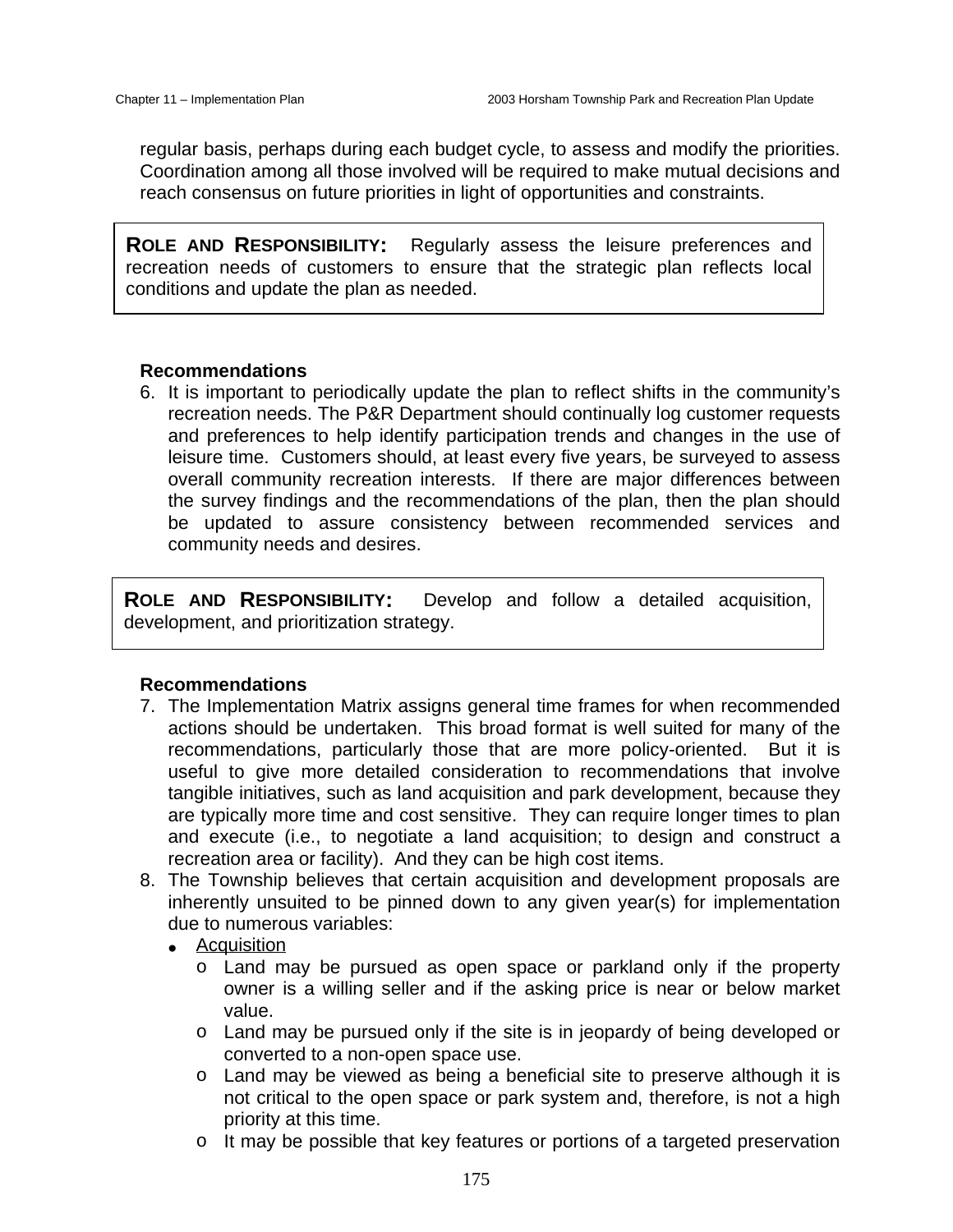regular basis, perhaps during each budget cycle, to assess and modify the priorities. Coordination among all those involved will be required to make mutual decisions and reach consensus on future priorities in light of opportunities and constraints.

> **ROLE AND RESPONSIBILITY:** Regularly assess the leisure preferences and recreation needs of customers to ensure that the strategic plan reflects local conditions and update the plan as needed.

**Recommendations**

6. It is important to periodically update the plan to reflect shifts in the community's recreation needs. The P&R Department should continually log customer requests and preferences to help identify participation trends and changes in the use of leisure time. Customers should, at least every five years, be surveyed to assess overall community recreation interests. If there are major differences between the survey findings and the recommendations of the plan, then the plan should be updated to assure consistency between recommended services and community needs and desires.

> **ROLE AND RESPONSIBILITY:** Develop and follow a detailed acquisition, development, and prioritization strategy.

**Recommendations**

7. The Implementation Matrix assigns general time frames for when recommended actions should be undertaken. This broad format is well suited for many of the recommendations, particularly those that are more policy-oriented. But it is useful to give more detailed consideration to recommendations that involve tangible initiatives, such as land acquisition and park development, because they are typically more time and cost sensitive. They can require longer times to plan and execute (i.e., to negotiate a land acquisition; to design and construct a recreation area or facility). And they can be high cost items.
8. The Township believes that certain acquisition and development proposals are inherently unsuited to be pinned down to any given year(s) for implementation due to numerous variables:
   - Acquisition
     - Land may be pursued as open space or parkland only if the property owner is a willing seller and if the asking price is near or below market value.
     - Land may be pursued only if the site is in jeopardy of being developed or converted to a non-open space use.
     - Land may be viewed as being a beneficial site to preserve although it is not critical to the open space or park system and, therefore, is not a high priority at this time.
     - It may be possible that key features or portions of a targeted preservation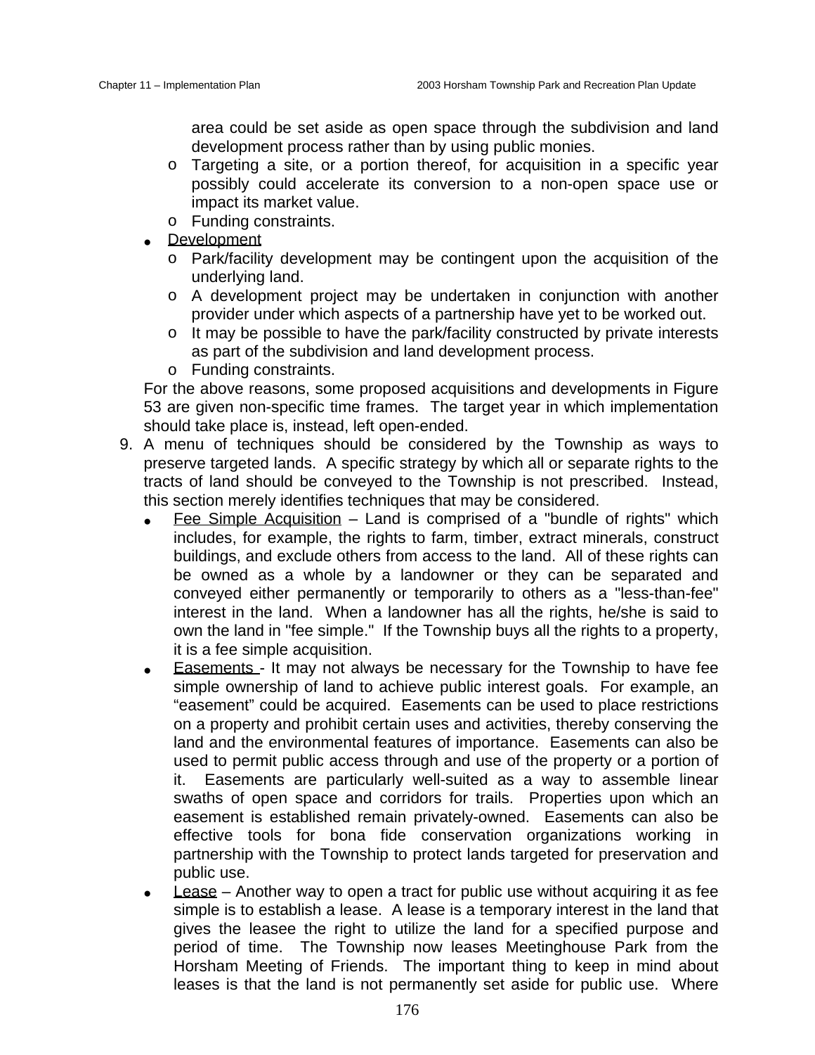area could be set aside as open space through the subdivision and land development process rather than by using public monies.
    - Targeting a site, or a portion thereof, for acquisition in a specific year possibly could accelerate its conversion to a non-open space use or impact its market value.
    - Funding constraints.
- Development
    - Park/facility development may be contingent upon the acquisition of the underlying land.
    - A development project may be undertaken in conjunction with another provider under which aspects of a partnership have yet to be worked out.
    - It may be possible to have the park/facility constructed by private interests as part of the subdivision and land development process.
    - Funding constraints.

For the above reasons, some proposed acquisitions and developments in Figure 53 are given non-specific time frames. The target year in which implementation should take place is, instead, left open-ended.

9. A menu of techniques should be considered by the Township as ways to preserve targeted lands. A specific strategy by which all or separate rights to the tracts of land should be conveyed to the Township is not prescribed. Instead, this section merely identifies techniques that may be considered.
    - Fee Simple Acquisition – Land is comprised of a "bundle of rights" which includes, for example, the rights to farm, timber, extract minerals, construct buildings, and exclude others from access to the land. All of these rights can be owned as a whole by a landowner or they can be separated and conveyed either permanently or temporarily to others as a "less-than-fee" interest in the land. When a landowner has all the rights, he/she is said to own the land in "fee simple." If the Township buys all the rights to a property, it is a fee simple acquisition.
    - Easements - It may not always be necessary for the Township to have fee simple ownership of land to achieve public interest goals. For example, an "easement" could be acquired. Easements can be used to place restrictions on a property and prohibit certain uses and activities, thereby conserving the land and the environmental features of importance. Easements can also be used to permit public access through and use of the property or a portion of it. Easements are particularly well-suited as a way to assemble linear swaths of open space and corridors for trails. Properties upon which an easement is established remain privately-owned. Easements can also be effective tools for bona fide conservation organizations working in partnership with the Township to protect lands targeted for preservation and public use.
    - Lease – Another way to open a tract for public use without acquiring it as fee simple is to establish a lease. A lease is a temporary interest in the land that gives the leasee the right to utilize the land for a specified purpose and period of time. The Township now leases Meetinghouse Park from the Horsham Meeting of Friends. The important thing to keep in mind about leases is that the land is not permanently set aside for public use. Where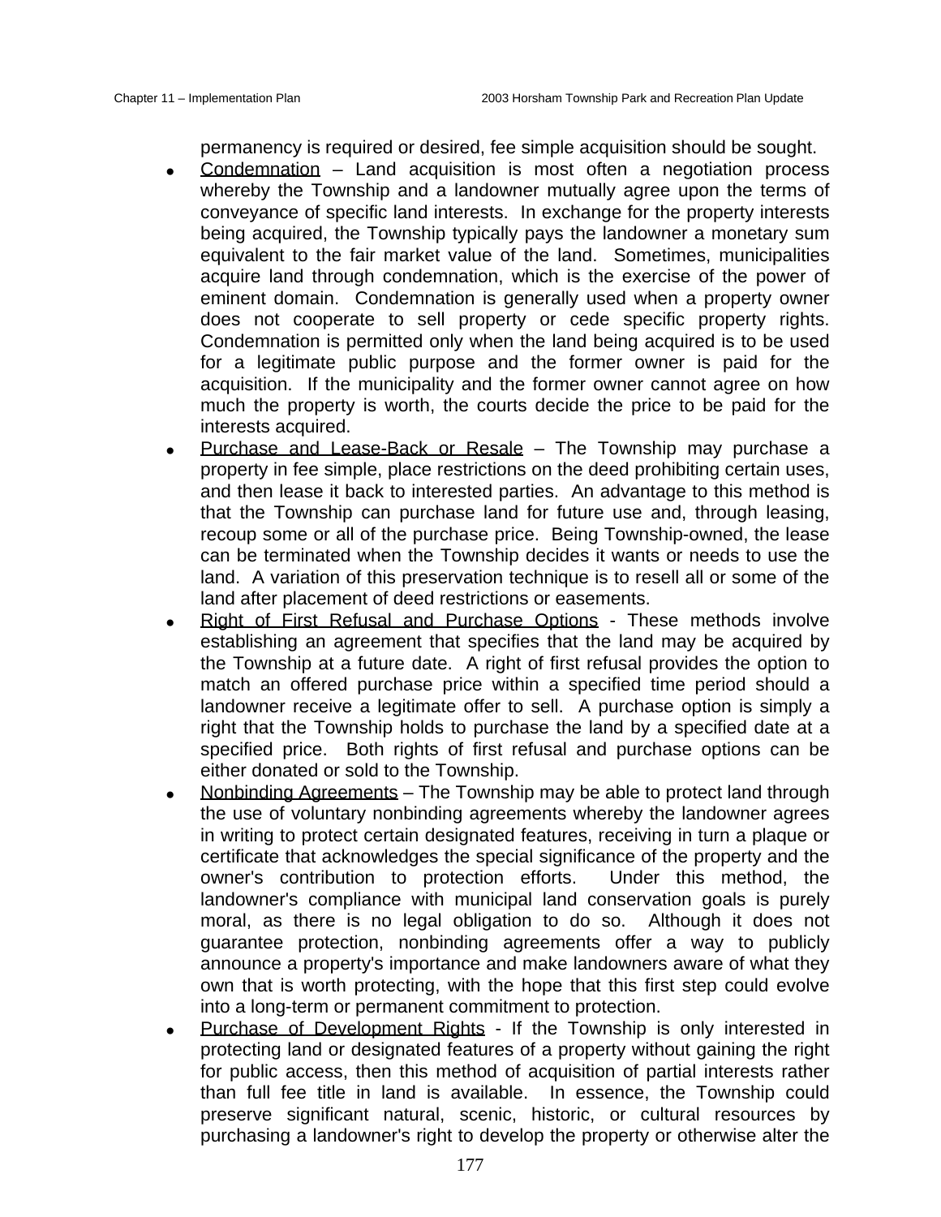permanency is required or desired, fee simple acquisition should be sought.

- Condemnation – Land acquisition is most often a negotiation process whereby the Township and a landowner mutually agree upon the terms of conveyance of specific land interests. In exchange for the property interests being acquired, the Township typically pays the landowner a monetary sum equivalent to the fair market value of the land. Sometimes, municipalities acquire land through condemnation, which is the exercise of the power of eminent domain. Condemnation is generally used when a property owner does not cooperate to sell property or cede specific property rights. Condemnation is permitted only when the land being acquired is to be used for a legitimate public purpose and the former owner is paid for the acquisition. If the municipality and the former owner cannot agree on how much the property is worth, the courts decide the price to be paid for the interests acquired.
- Purchase and Lease-Back or Resale – The Township may purchase a property in fee simple, place restrictions on the deed prohibiting certain uses, and then lease it back to interested parties. An advantage to this method is that the Township can purchase land for future use and, through leasing, recoup some or all of the purchase price. Being Township-owned, the lease can be terminated when the Township decides it wants or needs to use the land. A variation of this preservation technique is to resell all or some of the land after placement of deed restrictions or easements.
- Right of First Refusal and Purchase Options - These methods involve establishing an agreement that specifies that the land may be acquired by the Township at a future date. A right of first refusal provides the option to match an offered purchase price within a specified time period should a landowner receive a legitimate offer to sell. A purchase option is simply a right that the Township holds to purchase the land by a specified date at a specified price. Both rights of first refusal and purchase options can be either donated or sold to the Township.
- Nonbinding Agreements – The Township may be able to protect land through the use of voluntary nonbinding agreements whereby the landowner agrees in writing to protect certain designated features, receiving in turn a plaque or certificate that acknowledges the special significance of the property and the owner's contribution to protection efforts. Under this method, the landowner's compliance with municipal land conservation goals is purely moral, as there is no legal obligation to do so. Although it does not guarantee protection, nonbinding agreements offer a way to publicly announce a property's importance and make landowners aware of what they own that is worth protecting, with the hope that this first step could evolve into a long-term or permanent commitment to protection.
- Purchase of Development Rights - If the Township is only interested in protecting land or designated features of a property without gaining the right for public access, then this method of acquisition of partial interests rather than full fee title in land is available. In essence, the Township could preserve significant natural, scenic, historic, or cultural resources by purchasing a landowner's right to develop the property or otherwise alter the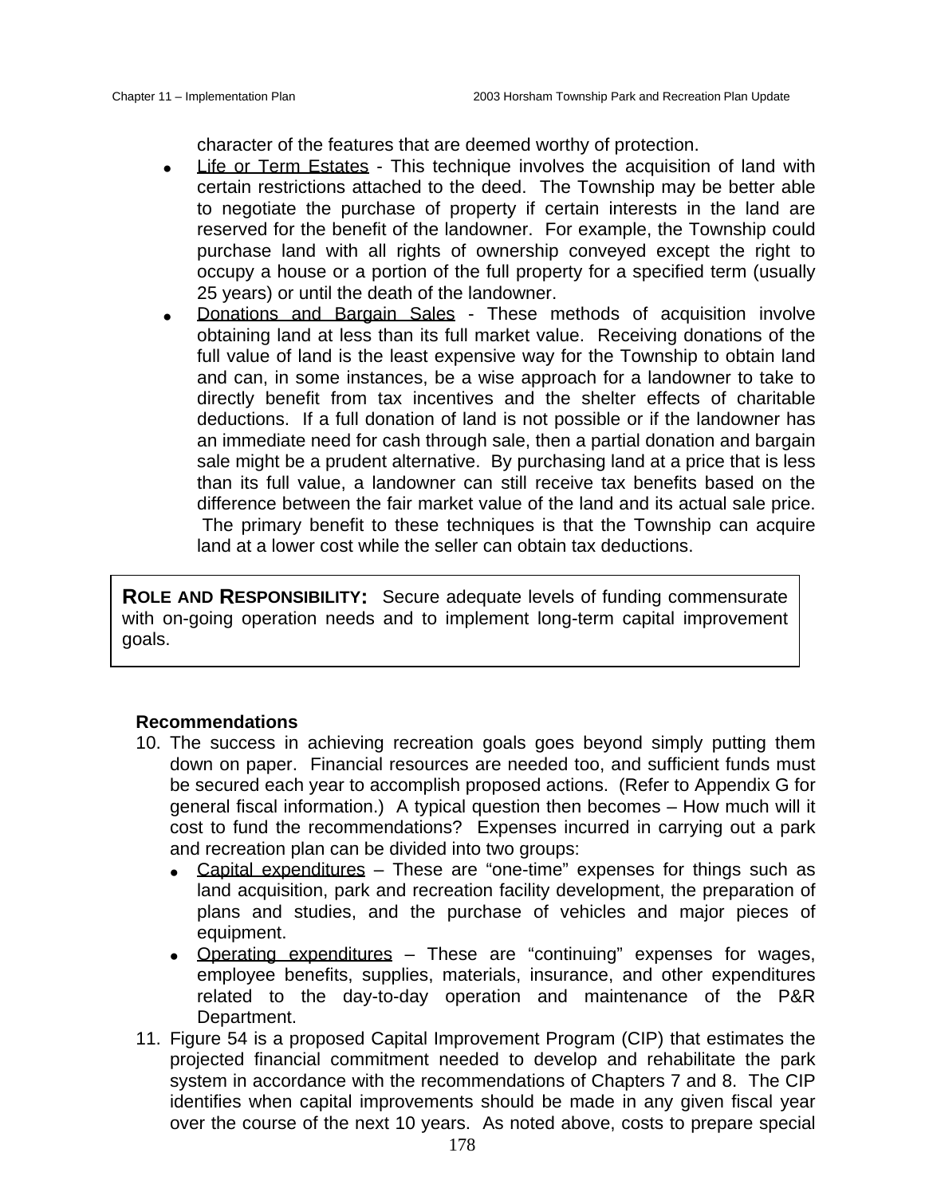character of the features that are deemed worthy of protection.

- Life or Term Estates - This technique involves the acquisition of land with certain restrictions attached to the deed. The Township may be better able to negotiate the purchase of property if certain interests in the land are reserved for the benefit of the landowner. For example, the Township could purchase land with all rights of ownership conveyed except the right to occupy a house or a portion of the full property for a specified term (usually 25 years) or until the death of the landowner.
- Donations and Bargain Sales - These methods of acquisition involve obtaining land at less than its full market value. Receiving donations of the full value of land is the least expensive way for the Township to obtain land and can, in some instances, be a wise approach for a landowner to take to directly benefit from tax incentives and the shelter effects of charitable deductions. If a full donation of land is not possible or if the landowner has an immediate need for cash through sale, then a partial donation and bargain sale might be a prudent alternative. By purchasing land at a price that is less than its full value, a landowner can still receive tax benefits based on the difference between the fair market value of the land and its actual sale price. The primary benefit to these techniques is that the Township can acquire land at a lower cost while the seller can obtain tax deductions.

**ROLE AND RESPONSIBILITY:** Secure adequate levels of funding commensurate with on-going operation needs and to implement long-term capital improvement goals.

**Recommendations**

10. The success in achieving recreation goals goes beyond simply putting them down on paper. Financial resources are needed too, and sufficient funds must be secured each year to accomplish proposed actions. (Refer to Appendix G for general fiscal information.) A typical question then becomes – How much will it cost to fund the recommendations? Expenses incurred in carrying out a park and recreation plan can be divided into two groups:
    - Capital expenditures – These are "one-time" expenses for things such as land acquisition, park and recreation facility development, the preparation of plans and studies, and the purchase of vehicles and major pieces of equipment.
    - Operating expenditures – These are "continuing" expenses for wages, employee benefits, supplies, materials, insurance, and other expenditures related to the day-to-day operation and maintenance of the P&R Department.
11. Figure 54 is a proposed Capital Improvement Program (CIP) that estimates the projected financial commitment needed to develop and rehabilitate the park system in accordance with the recommendations of Chapters 7 and 8. The CIP identifies when capital improvements should be made in any given fiscal year over the course of the next 10 years. As noted above, costs to prepare special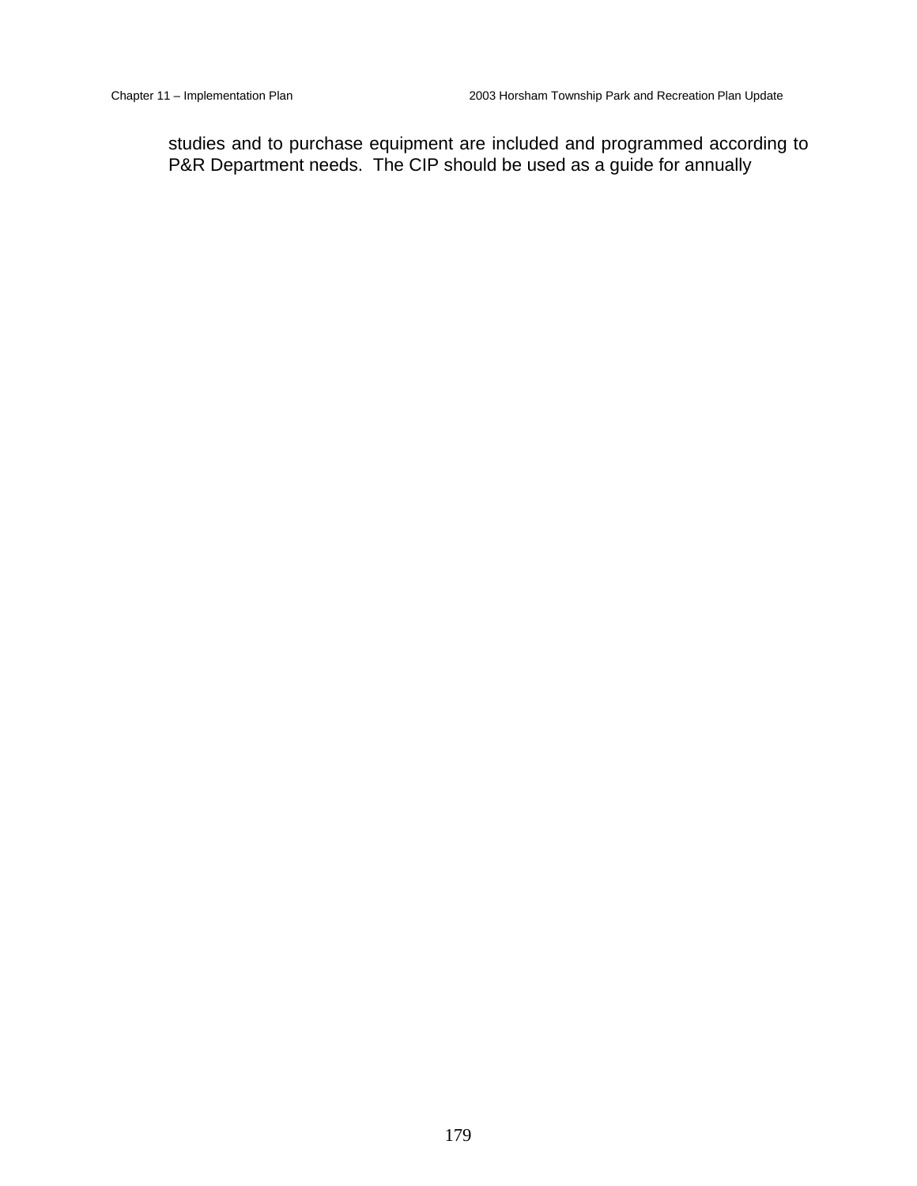studies and to purchase equipment are included and programmed according to P&R Department needs.  The CIP should be used as a guide for annually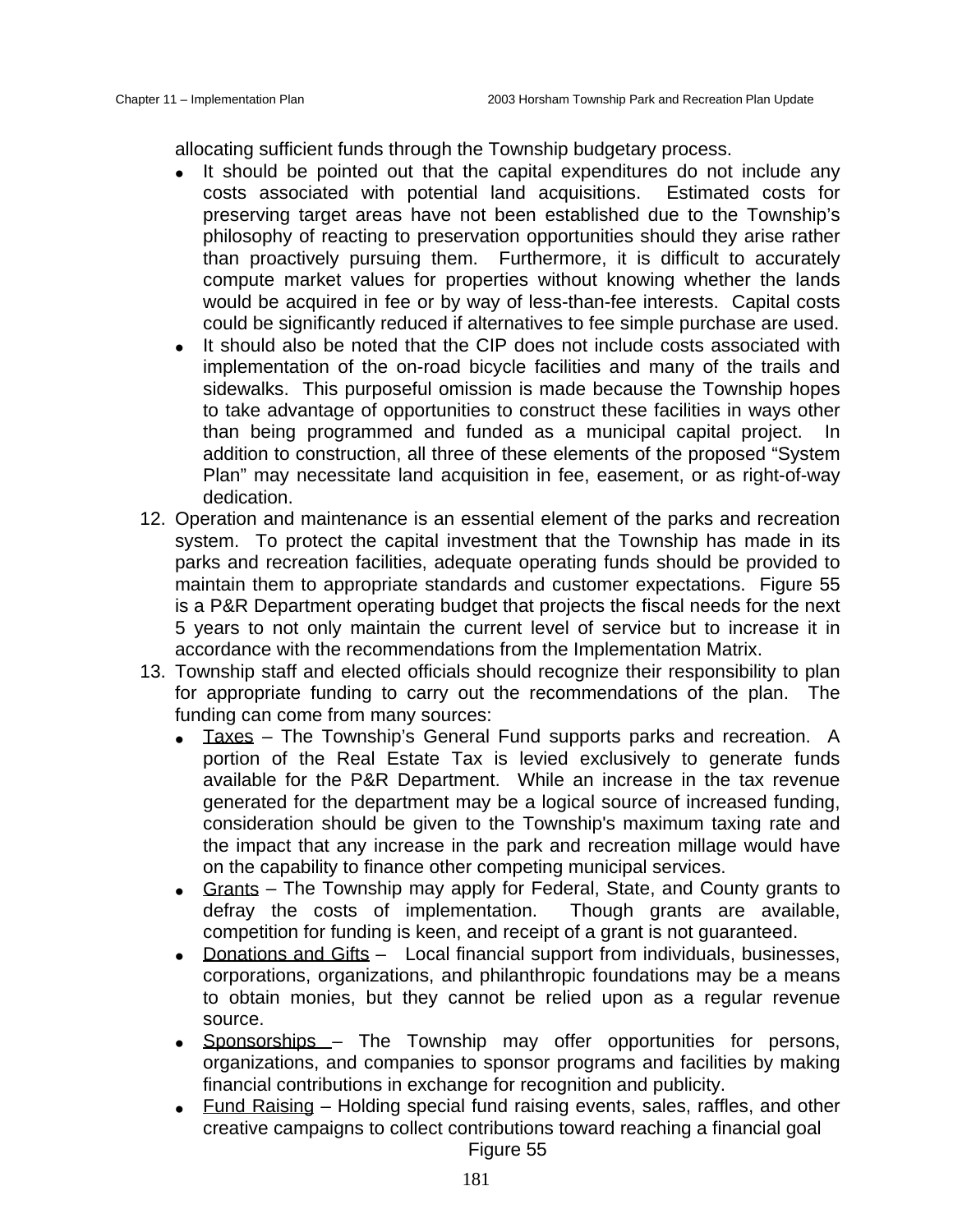allocating sufficient funds through the Township budgetary process.

- It should be pointed out that the capital expenditures do not include any costs associated with potential land acquisitions. Estimated costs for preserving target areas have not been established due to the Township's philosophy of reacting to preservation opportunities should they arise rather than proactively pursuing them. Furthermore, it is difficult to accurately compute market values for properties without knowing whether the lands would be acquired in fee or by way of less-than-fee interests. Capital costs could be significantly reduced if alternatives to fee simple purchase are used.
- It should also be noted that the CIP does not include costs associated with implementation of the on-road bicycle facilities and many of the trails and sidewalks. This purposeful omission is made because the Township hopes to take advantage of opportunities to construct these facilities in ways other than being programmed and funded as a municipal capital project. In addition to construction, all three of these elements of the proposed "System Plan" may necessitate land acquisition in fee, easement, or as right-of-way dedication.

12. Operation and maintenance is an essential element of the parks and recreation system. To protect the capital investment that the Township has made in its parks and recreation facilities, adequate operating funds should be provided to maintain them to appropriate standards and customer expectations. Figure 55 is a P&R Department operating budget that projects the fiscal needs for the next 5 years to not only maintain the current level of service but to increase it in accordance with the recommendations from the Implementation Matrix.
13. Township staff and elected officials should recognize their responsibility to plan for appropriate funding to carry out the recommendations of the plan. The funding can come from many sources:
    - <u>Taxes</u> – The Township's General Fund supports parks and recreation. A portion of the Real Estate Tax is levied exclusively to generate funds available for the P&R Department. While an increase in the tax revenue generated for the department may be a logical source of increased funding, consideration should be given to the Township's maximum taxing rate and the impact that any increase in the park and recreation millage would have on the capability to finance other competing municipal services.
    - <u>Grants</u> – The Township may apply for Federal, State, and County grants to defray the costs of implementation. Though grants are available, competition for funding is keen, and receipt of a grant is not guaranteed.
    - <u>Donations and Gifts</u> – Local financial support from individuals, businesses, corporations, organizations, and philanthropic foundations may be a means to obtain monies, but they cannot be relied upon as a regular revenue source.
    - <u>Sponsorships</u> – The Township may offer opportunities for persons, organizations, and companies to sponsor programs and facilities by making financial contributions in exchange for recognition and publicity.
    - <u>Fund Raising</u> – Holding special fund raising events, sales, raffles, and other creative campaigns to collect contributions toward reaching a financial goal

Figure 55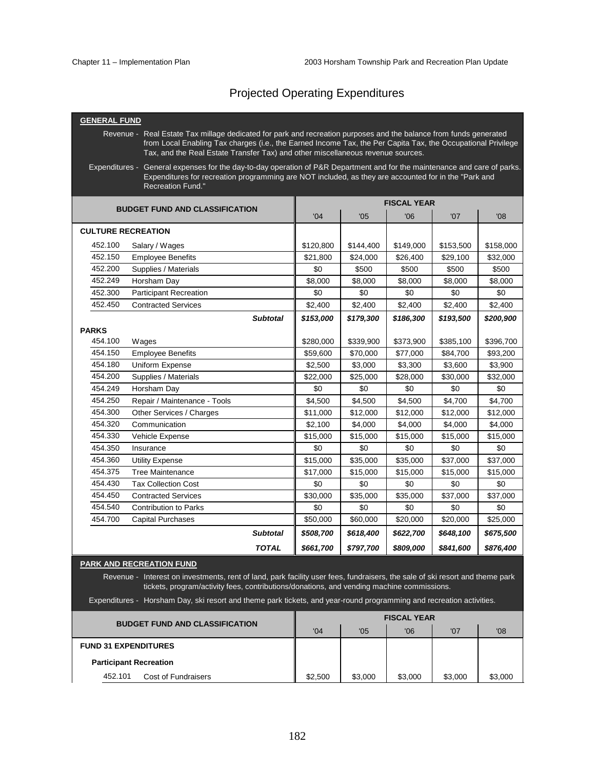# Projected Operating Expenditures

**GENERAL FUND**

Revenue - Real Estate Tax millage dedicated for park and recreation purposes and the balance from funds generated from Local Enabling Tax charges (i.e., the Earned Income Tax, the Per Capita Tax, the Occupational Privilege Tax, and the Real Estate Transfer Tax) and other miscellaneous revenue sources.

Expenditures - General expenses for the day-to-day operation of P&R Department and for the maintenance and care of parks. Expenditures for recreation programming are NOT included, as they are accounted for in the "Park and Recreation Fund."

| BUDGET FUND AND CLASSIFICATION | | FISCAL YEAR | | | | |
|---|---|---|---|---|---|---|
| | | '04 | '05 | '06 | '07 | '08 |
| **CULTURE RECREATION** | | | | | | |
| 452.100 | Salary / Wages | $120,800 | $144,400 | $149,000 | $153,500 | $158,000 |
| 452.150 | Employee Benefits | $21,800 | $24,000 | $26,400 | $29,100 | $32,000 |
| 452.200 | Supplies / Materials | $0 | $500 | $500 | $500 | $500 |
| 452.249 | Horsham Day | $8,000 | $8,000 | $8,000 | $8,000 | $8,000 |
| 452.300 | Participant Recreation | $0 | $0 | $0 | $0 | $0 |
| 452.450 | Contracted Services | $2,400 | $2,400 | $2,400 | $2,400 | $2,400 |
| | ***Subtotal*** | ***$153,000*** | ***$179,300*** | ***$186,300*** | ***$193,500*** | ***$200,900*** |
| **PARKS** | | | | | | |
| 454.100 | Wages | $280,000 | $339,900 | $373,900 | $385,100 | $396,700 |
| 454.150 | Employee Benefits | $59,600 | $70,000 | $77,000 | $84,700 | $93,200 |
| 454.180 | Uniform Expense | $2,500 | $3,000 | $3,300 | $3,600 | $3,900 |
| 454.200 | Supplies / Materials | $22,000 | $25,000 | $28,000 | $30,000 | $32,000 |
| 454.249 | Horsham Day | $0 | $0 | $0 | $0 | $0 |
| 454.250 | Repair / Maintenance - Tools | $4,500 | $4,500 | $4,500 | $4,700 | $4,700 |
| 454.300 | Other Services / Charges | $11,000 | $12,000 | $12,000 | $12,000 | $12,000 |
| 454.320 | Communication | $2,100 | $4,000 | $4,000 | $4,000 | $4,000 |
| 454.330 | Vehicle Expense | $15,000 | $15,000 | $15,000 | $15,000 | $15,000 |
| 454.350 | Insurance | $0 | $0 | $0 | $0 | $0 |
| 454.360 | Utility Expense | $15,000 | $35,000 | $35,000 | $37,000 | $37,000 |
| 454.375 | Tree Maintenance | $17,000 | $15,000 | $15,000 | $15,000 | $15,000 |
| 454.430 | Tax Collection Cost | $0 | $0 | $0 | $0 | $0 |
| 454.450 | Contracted Services | $30,000 | $35,000 | $35,000 | $37,000 | $37,000 |
| 454.540 | Contribution to Parks | $0 | $0 | $0 | $0 | $0 |
| 454.700 | Capital Purchases | $50,000 | $60,000 | $20,000 | $20,000 | $25,000 |
| | ***Subtotal*** | ***$508,700*** | ***$618,400*** | ***$622,700*** | ***$648,100*** | ***$675,500*** |
| | ***TOTAL*** | ***$661,700*** | ***$797,700*** | ***$809,000*** | ***$841,600*** | ***$876,400*** |

**PARK AND RECREATION FUND**

Revenue - Interest on investments, rent of land, park facility user fees, fundraisers, the sale of ski resort and theme park tickets, program/activity fees, contributions/donations, and vending machine commissions.

Expenditures - Horsham Day, ski resort and theme park tickets, and year-round programming and recreation activities.

| BUDGET FUND AND CLASSIFICATION | | FISCAL YEAR | | | | |
|---|---|---|---|---|---|---|
| | | '04 | '05 | '06 | '07 | '08 |
| **FUND 31 EXPENDITURES** | | | | | | |
| **Participant Recreation** | | | | | | |
| 452.101 | Cost of Fundraisers | $2,500 | $3,000 | $3,000 | $3,000 | $3,000 |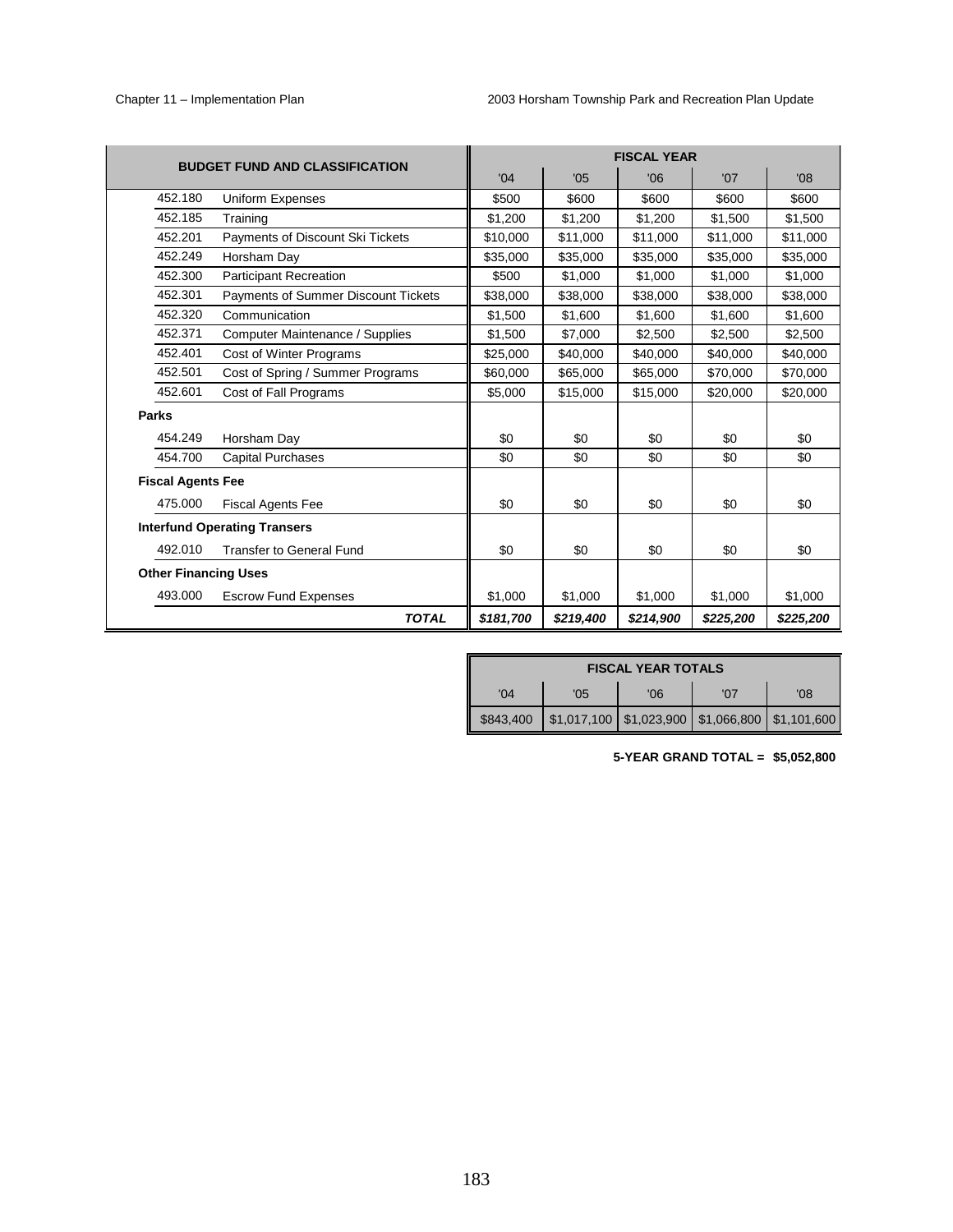| BUDGET FUND AND CLASSIFICATION | | FISCAL YEAR | | | | |
|---|---|---|---|---|---|---|
| | | '04 | '05 | '06 | '07 | '08 |
| 452.180 | Uniform Expenses | $500 | $600 | $600 | $600 | $600 |
| 452.185 | Training | $1,200 | $1,200 | $1,200 | $1,500 | $1,500 |
| 452.201 | Payments of Discount Ski Tickets | $10,000 | $11,000 | $11,000 | $11,000 | $11,000 |
| 452.249 | Horsham Day | $35,000 | $35,000 | $35,000 | $35,000 | $35,000 |
| 452.300 | Participant Recreation | $500 | $1,000 | $1,000 | $1,000 | $1,000 |
| 452.301 | Payments of Summer Discount Tickets | $38,000 | $38,000 | $38,000 | $38,000 | $38,000 |
| 452.320 | Communication | $1,500 | $1,600 | $1,600 | $1,600 | $1,600 |
| 452.371 | Computer Maintenance / Supplies | $1,500 | $7,000 | $2,500 | $2,500 | $2,500 |
| 452.401 | Cost of Winter Programs | $25,000 | $40,000 | $40,000 | $40,000 | $40,000 |
| 452.501 | Cost of Spring / Summer Programs | $60,000 | $65,000 | $65,000 | $70,000 | $70,000 |
| 452.601 | Cost of Fall Programs | $5,000 | $15,000 | $15,000 | $20,000 | $20,000 |
| **Parks** | | | | | | |
| 454.249 | Horsham Day | $0 | $0 | $0 | $0 | $0 |
| 454.700 | Capital Purchases | $0 | $0 | $0 | $0 | $0 |
| **Fiscal Agents Fee** | | | | | | |
| 475.000 | Fiscal Agents Fee | $0 | $0 | $0 | $0 | $0 |
| **Interfund Operating Transers** | | | | | | |
| 492.010 | Transfer to General Fund | $0 | $0 | $0 | $0 | $0 |
| **Other Financing Uses** | | | | | | |
| 493.000 | Escrow Fund Expenses | $1,000 | $1,000 | $1,000 | $1,000 | $1,000 |
| | ***TOTAL*** | ***$181,700*** | ***$219,400*** | ***$214,900*** | ***$225,200*** | ***$225,200*** |

| FISCAL YEAR TOTALS | | | | |
|---|---|---|---|---|
| '04 | '05 | '06 | '07 | '08 |
| $843,400 | $1,017,100 | $1,023,900 | $1,066,800 | $1,101,600 |

**5-YEAR GRAND TOTAL = $5,052,800**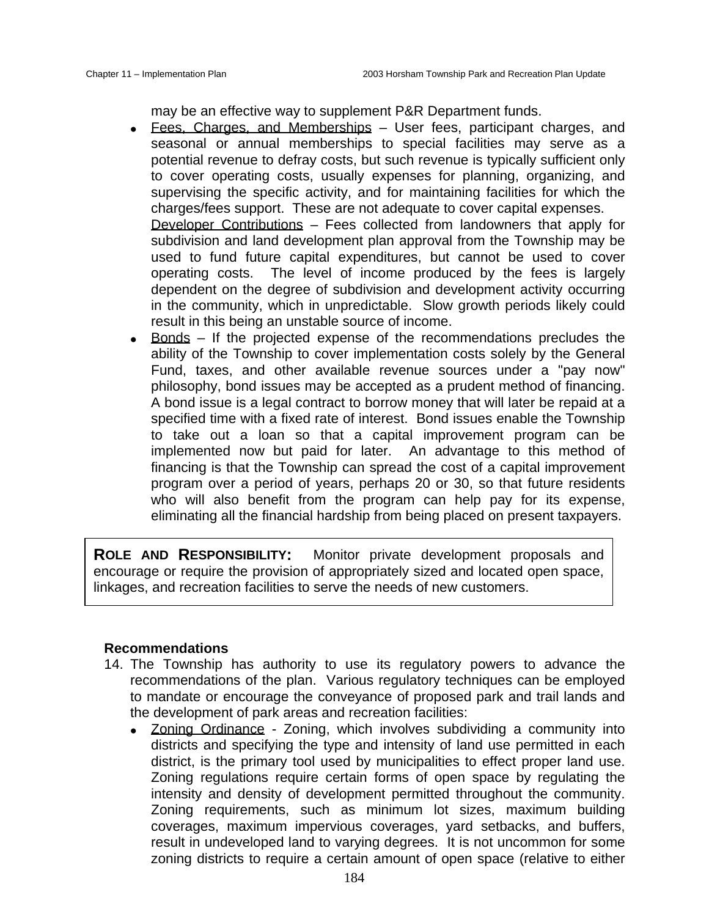may be an effective way to supplement P&R Department funds.

- Fees, Charges, and Memberships – User fees, participant charges, and seasonal or annual memberships to special facilities may serve as a potential revenue to defray costs, but such revenue is typically sufficient only to cover operating costs, usually expenses for planning, organizing, and supervising the specific activity, and for maintaining facilities for which the charges/fees support. These are not adequate to cover capital expenses.

  Developer Contributions – Fees collected from landowners that apply for subdivision and land development plan approval from the Township may be used to fund future capital expenditures, but cannot be used to cover operating costs. The level of income produced by the fees is largely dependent on the degree of subdivision and development activity occurring in the community, which in unpredictable. Slow growth periods likely could result in this being an unstable source of income.
- Bonds – If the projected expense of the recommendations precludes the ability of the Township to cover implementation costs solely by the General Fund, taxes, and other available revenue sources under a "pay now" philosophy, bond issues may be accepted as a prudent method of financing. A bond issue is a legal contract to borrow money that will later be repaid at a specified time with a fixed rate of interest. Bond issues enable the Township to take out a loan so that a capital improvement program can be implemented now but paid for later. An advantage to this method of financing is that the Township can spread the cost of a capital improvement program over a period of years, perhaps 20 or 30, so that future residents who will also benefit from the program can help pay for its expense, eliminating all the financial hardship from being placed on present taxpayers.

**ROLE AND RESPONSIBILITY:** Monitor private development proposals and encourage or require the provision of appropriately sized and located open space, linkages, and recreation facilities to serve the needs of new customers.

**Recommendations**

14. The Township has authority to use its regulatory powers to advance the recommendations of the plan. Various regulatory techniques can be employed to mandate or encourage the conveyance of proposed park and trail lands and the development of park areas and recreation facilities:
    - Zoning Ordinance - Zoning, which involves subdividing a community into districts and specifying the type and intensity of land use permitted in each district, is the primary tool used by municipalities to effect proper land use. Zoning regulations require certain forms of open space by regulating the intensity and density of development permitted throughout the community. Zoning requirements, such as minimum lot sizes, maximum building coverages, maximum impervious coverages, yard setbacks, and buffers, result in undeveloped land to varying degrees. It is not uncommon for some zoning districts to require a certain amount of open space (relative to either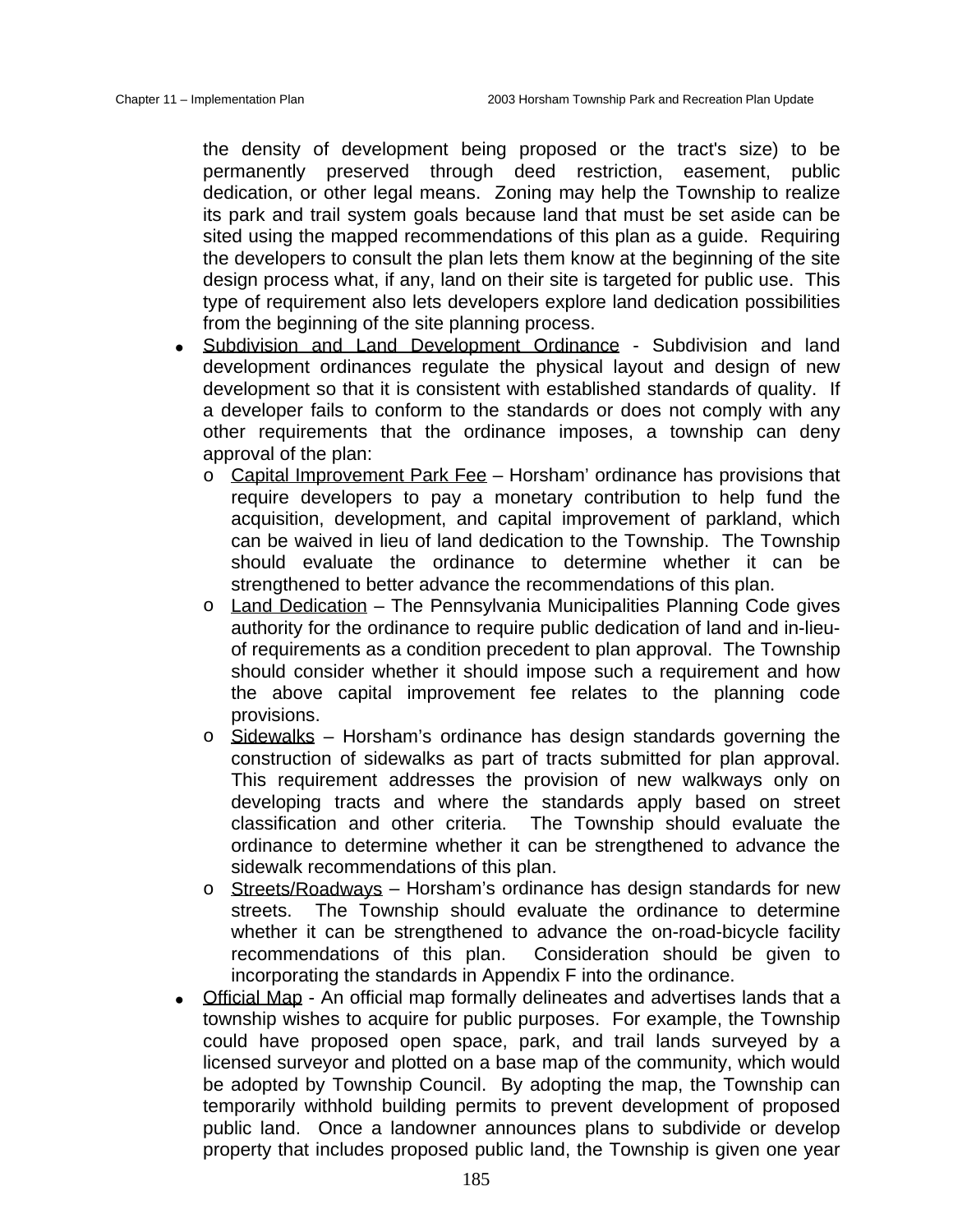the density of development being proposed or the tract's size) to be permanently preserved through deed restriction, easement, public dedication, or other legal means. Zoning may help the Township to realize its park and trail system goals because land that must be set aside can be sited using the mapped recommendations of this plan as a guide. Requiring the developers to consult the plan lets them know at the beginning of the site design process what, if any, land on their site is targeted for public use. This type of requirement also lets developers explore land dedication possibilities from the beginning of the site planning process.

- Subdivision and Land Development Ordinance - Subdivision and land development ordinances regulate the physical layout and design of new development so that it is consistent with established standards of quality. If a developer fails to conform to the standards or does not comply with any other requirements that the ordinance imposes, a township can deny approval of the plan:
  - Capital Improvement Park Fee – Horsham' ordinance has provisions that require developers to pay a monetary contribution to help fund the acquisition, development, and capital improvement of parkland, which can be waived in lieu of land dedication to the Township. The Township should evaluate the ordinance to determine whether it can be strengthened to better advance the recommendations of this plan.
  - Land Dedication – The Pennsylvania Municipalities Planning Code gives authority for the ordinance to require public dedication of land and in-lieu-of requirements as a condition precedent to plan approval. The Township should consider whether it should impose such a requirement and how the above capital improvement fee relates to the planning code provisions.
  - Sidewalks – Horsham's ordinance has design standards governing the construction of sidewalks as part of tracts submitted for plan approval. This requirement addresses the provision of new walkways only on developing tracts and where the standards apply based on street classification and other criteria. The Township should evaluate the ordinance to determine whether it can be strengthened to advance the sidewalk recommendations of this plan.
  - Streets/Roadways – Horsham's ordinance has design standards for new streets. The Township should evaluate the ordinance to determine whether it can be strengthened to advance the on-road-bicycle facility recommendations of this plan. Consideration should be given to incorporating the standards in Appendix F into the ordinance.
- Official Map - An official map formally delineates and advertises lands that a township wishes to acquire for public purposes. For example, the Township could have proposed open space, park, and trail lands surveyed by a licensed surveyor and plotted on a base map of the community, which would be adopted by Township Council. By adopting the map, the Township can temporarily withhold building permits to prevent development of proposed public land. Once a landowner announces plans to subdivide or develop property that includes proposed public land, the Township is given one year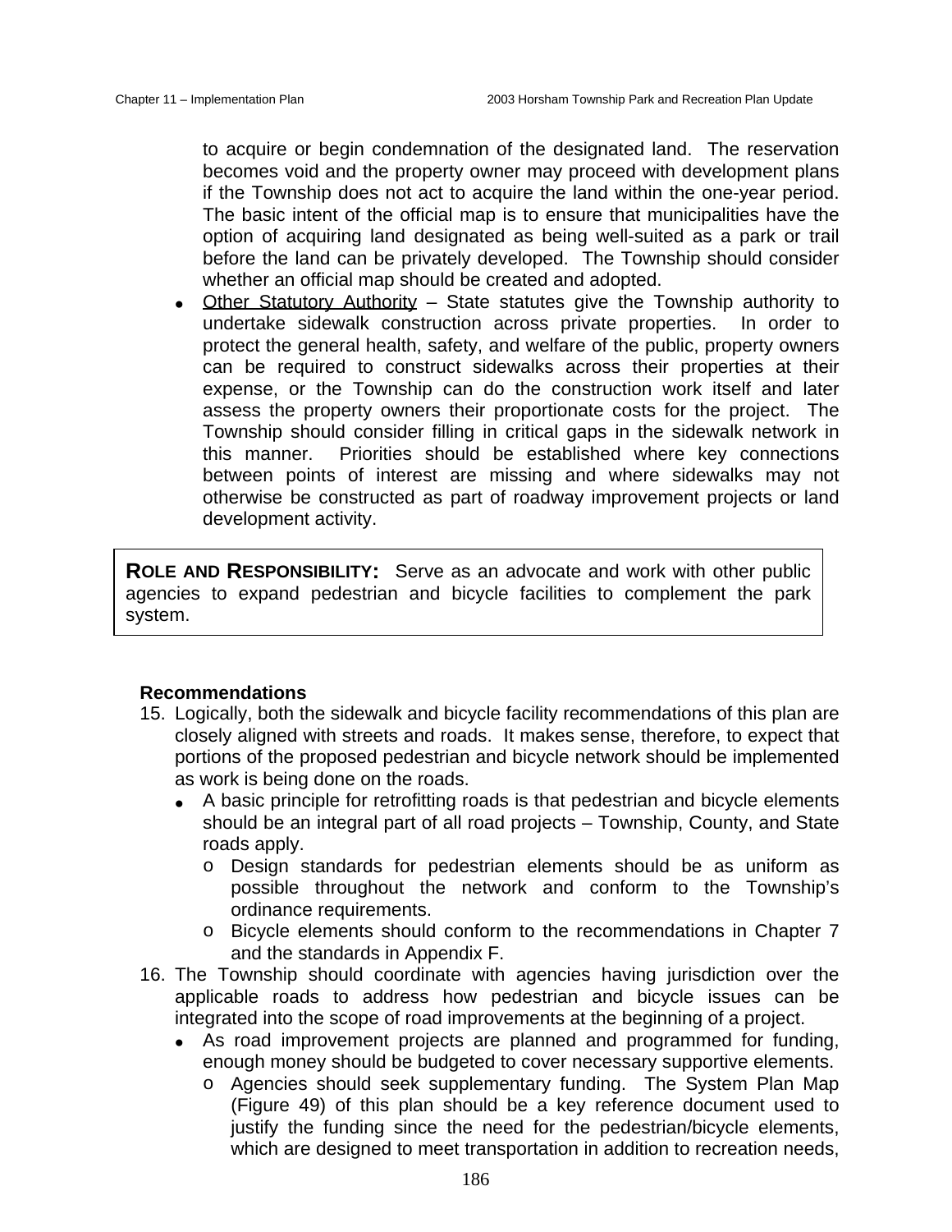to acquire or begin condemnation of the designated land. The reservation becomes void and the property owner may proceed with development plans if the Township does not act to acquire the land within the one-year period. The basic intent of the official map is to ensure that municipalities have the option of acquiring land designated as being well-suited as a park or trail before the land can be privately developed. The Township should consider whether an official map should be created and adopted.

- Other Statutory Authority – State statutes give the Township authority to undertake sidewalk construction across private properties. In order to protect the general health, safety, and welfare of the public, property owners can be required to construct sidewalks across their properties at their expense, or the Township can do the construction work itself and later assess the property owners their proportionate costs for the project. The Township should consider filling in critical gaps in the sidewalk network in this manner. Priorities should be established where key connections between points of interest are missing and where sidewalks may not otherwise be constructed as part of roadway improvement projects or land development activity.

**ROLE AND RESPONSIBILITY:** Serve as an advocate and work with other public agencies to expand pedestrian and bicycle facilities to complement the park system.

**Recommendations**

15. Logically, both the sidewalk and bicycle facility recommendations of this plan are closely aligned with streets and roads. It makes sense, therefore, to expect that portions of the proposed pedestrian and bicycle network should be implemented as work is being done on the roads.
    - A basic principle for retrofitting roads is that pedestrian and bicycle elements should be an integral part of all road projects – Township, County, and State roads apply.
        - Design standards for pedestrian elements should be as uniform as possible throughout the network and conform to the Township's ordinance requirements.
        - Bicycle elements should conform to the recommendations in Chapter 7 and the standards in Appendix F.
16. The Township should coordinate with agencies having jurisdiction over the applicable roads to address how pedestrian and bicycle issues can be integrated into the scope of road improvements at the beginning of a project.
    - As road improvement projects are planned and programmed for funding, enough money should be budgeted to cover necessary supportive elements.
        - Agencies should seek supplementary funding. The System Plan Map (Figure 49) of this plan should be a key reference document used to justify the funding since the need for the pedestrian/bicycle elements, which are designed to meet transportation in addition to recreation needs,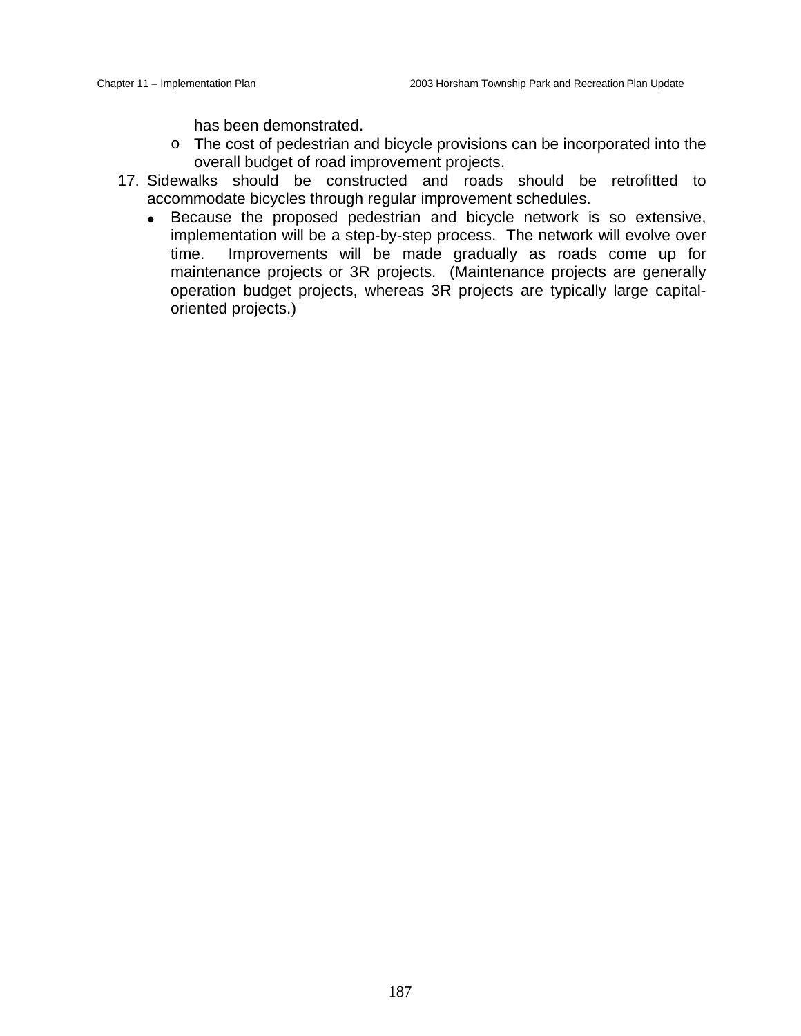has been demonstrated.

    - The cost of pedestrian and bicycle provisions can be incorporated into the overall budget of road improvement projects.

17. Sidewalks should be constructed and roads should be retrofitted to accommodate bicycles through regular improvement schedules.
    - Because the proposed pedestrian and bicycle network is so extensive, implementation will be a step-by-step process. The network will evolve over time. Improvements will be made gradually as roads come up for maintenance projects or 3R projects. (Maintenance projects are generally operation budget projects, whereas 3R projects are typically large capital-oriented projects.)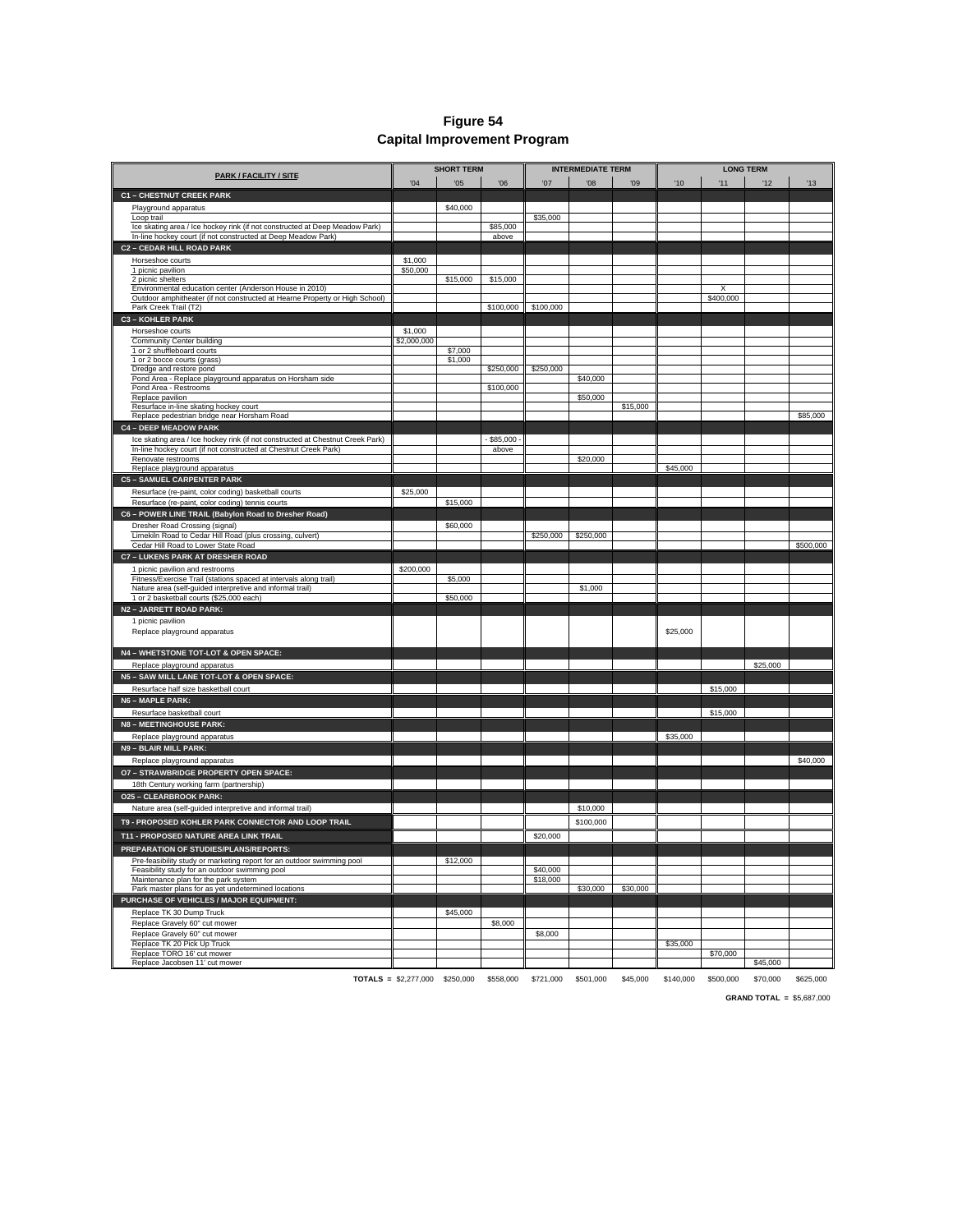# Figure 54
## Capital Improvement Program

| PARK / FACILITY / SITE | SHORT TERM | | | INTERMEDIATE TERM | | | LONG TERM | | | |
|---|---|---|---|---|---|---|---|---|---|---|
| | '04 | '05 | '06 | '07 | '08 | '09 | '10 | '11 | '12 | '13 |
| **C1 – CHESTNUT CREEK PARK** | | | | | | | | | | |
| Playground apparatus | | $40,000 | | | | | | | | |
| Loop trail | | | | $35,000 | | | | | | |
| Ice skating area / Ice hockey rink (if not constructed at Deep Meadow Park) | | | $85,000 | | | | | | | |
| In-line hockey court (if not constructed at Deep Meadow Park) | | | above | | | | | | | |
| **C2 – CEDAR HILL ROAD PARK** | | | | | | | | | | |
| Horseshoe courts | $1,000 | | | | | | | | | |
| 1 picnic pavilion | $50,000 | | | | | | | | | |
| 2 picnic shelters | | $15,000 | $15,000 | | | | | | | |
| Environmental education center (Anderson House in 2010) | | | | | | | | X | | |
| Outdoor amphitheater (if not constructed at Hearne Property or High School) | | | | | | | | $400,000 | | |
| Park Creek Trail (T2) | | | $100,000 | $100,000 | | | | | | |
| **C3 – KOHLER PARK** | | | | | | | | | | |
| Horseshoe courts | $1,000 | | | | | | | | | |
| Community Center building | $2,000,000 | | | | | | | | | |
| 1 or 2 shuffleboard courts | | $7,000 | | | | | | | | |
| 1 or 2 bocce courts (grass) | | $1,000 | | | | | | | | |
| Dredge and restore pond | | | $250,000 | $250,000 | | | | | | |
| Pond Area - Replace playground apparatus on Horsham side | | | | | $40,000 | | | | | |
| Pond Area - Restrooms | | | $100,000 | | | | | | | |
| Replace pavilion | | | | | $50,000 | | | | | |
| Resurface in-line skating hockey court | | | | | | $15,000 | | | | |
| Replace pedestrian bridge near Horsham Road | | | | | | | | | | $85,000 |
| **C4 – DEEP MEADOW PARK** | | | | | | | | | | |
| Ice skating area / Ice hockey rink (if not constructed at Chestnut Creek Park) | | | - $85,000 - | | | | | | | |
| In-line hockey court (if not constructed at Chestnut Creek Park) | | | above | | | | | | | |
| Renovate restrooms | | | | | $20,000 | | | | | |
| Replace playground apparatus | | | | | | | $45,000 | | | |
| **C5 – SAMUEL CARPENTER PARK** | | | | | | | | | | |
| Resurface (re-paint, color coding) basketball courts | $25,000 | | | | | | | | | |
| Resurface (re-paint, color coding) tennis courts | | $15,000 | | | | | | | | |
| **C6 – POWER LINE TRAIL (Babylon Road to Dresher Road)** | | | | | | | | | | |
| Dresher Road Crossing (signal) | | $60,000 | | | | | | | | |
| Limekiln Road to Cedar Hill Road (plus crossing, culvert) | | | | $250,000 | $250,000 | | | | | |
| Cedar Hill Road to Lower State Road | | | | | | | | | | $500,000 |
| **C7 – LUKENS PARK AT DRESHER ROAD** | | | | | | | | | | |
| 1 picnic pavilion and restrooms | $200,000 | | | | | | | | | |
| Fitness/Exercise Trail (stations spaced at intervals along trail) | | $5,000 | | | | | | | | |
| Nature area (self-guided interpretive and informal trail) | | | | | $1,000 | | | | | |
| 1 or 2 basketball courts ($25,000 each) | | $50,000 | | | | | | | | |
| **N2 – JARRETT ROAD PARK:** | | | | | | | | | | |
| 1 picnic pavilion<br>Replace playground apparatus | | | | | | | $25,000 | | | |
| **N4 – WHETSTONE TOT-LOT & OPEN SPACE:** | | | | | | | | | | |
| Replace playground apparatus | | | | | | | | | $25,000 | |
| **N5 – SAW MILL LANE TOT-LOT & OPEN SPACE:** | | | | | | | | | | |
| Resurface half size basketball court | | | | | | | | $15,000 | | |
| **N6 – MAPLE PARK:** | | | | | | | | | | |
| Resurface basketball court | | | | | | | | $15,000 | | |
| **N8 – MEETINGHOUSE PARK:** | | | | | | | | | | |
| Replace playground apparatus | | | | | | | $35,000 | | | |
| **N9 – BLAIR MILL PARK:** | | | | | | | | | | |
| Replace playground apparatus | | | | | | | | | | $40,000 |
| **O7 – STRAWBRIDGE PROPERTY OPEN SPACE:** | | | | | | | | | | |
| 18th Century working farm (partnership) | | | | | | | | | | |
| **O25 – CLEARBROOK PARK:** | | | | | | | | | | |
| Nature area (self-guided interpretive and informal trail) | | | | | $10,000 | | | | | |
| **T9 - PROPOSED KOHLER PARK CONNECTOR AND LOOP TRAIL** | | | | | $100,000 | | | | | |
| **T11 - PROPOSED NATURE AREA LINK TRAIL** | | | | $20,000 | | | | | | |
| **PREPARATION OF STUDIES/PLANS/REPORTS:** | | | | | | | | | | |
| Pre-feasibility study or marketing report for an outdoor swimming pool | | $12,000 | | | | | | | | |
| Feasibility study for an outdoor swimming pool | | | | $40,000 | | | | | | |
| Maintenance plan for the park system | | | | $18,000 | | | | | | |
| Park master plans for as yet undetermined locations | | | | | $30,000 | $30,000 | | | | |
| **PURCHASE OF VEHICLES / MAJOR EQUIPMENT:** | | | | | | | | | | |
| Replace TK 30 Dump Truck | | $45,000 | | | | | | | | |
| Replace Gravely 60" cut mower | | | $8,000 | | | | | | | |
| Replace Gravely 60" cut mower | | | | $8,000 | | | | | | |
| Replace TK 20 Pick Up Truck | | | | | | | $35,000 | | | |
| Replace TORO 16' cut mower | | | | | | | | $70,000 | | |
| Replace Jacobsen 11' cut mower | | | | | | | | | $45,000 | |
| **TOTALS =** | $2,277,000 | $250,000 | $558,000 | $721,000 | $501,000 | $45,000 | $140,000 | $500,000 | $70,000 | $625,000 |

**GRAND TOTAL =** $5,687,000